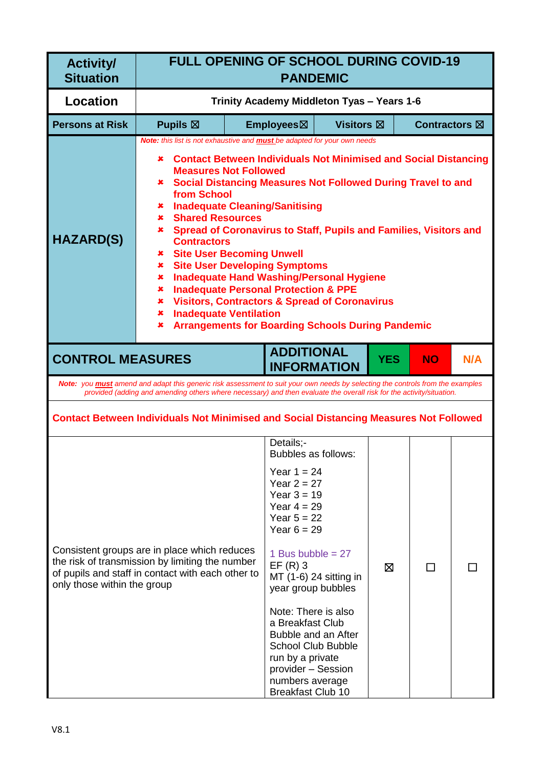| Activity/ Situation | FULL OPENING OF SCHOOL DURING COVID-19 PANDEMIC | | | |
|---|---|---|---|---|
| **Location** | **Trinity Academy Middleton Tyas – Years 1-6** | | | |
| **Persons at Risk** | **Pupils ☒** | **Employees☒** | **Visitors ☒** | **Contractors ☒** |

| **HAZARD(S)** | *Note: this list is not exhaustive and **must** be adapted for your own needs*<br><br>✘ **Contact Between Individuals Not Minimised and Social Distancing Measures Not Followed**<br>✘ **Social Distancing Measures Not Followed During Travel to and from School**<br>✘ **Inadequate Cleaning/Sanitising**<br>✘ **Shared Resources**<br>✘ **Spread of Coronavirus to Staff, Pupils and Families, Visitors and Contractors**<br>✘ **Site User Becoming Unwell**<br>✘ **Site User Developing Symptoms**<br>✘ **Inadequate Hand Washing/Personal Hygiene**<br>✘ **Inadequate Personal Protection & PPE**<br>✘ **Visitors, Contractors & Spread of Coronavirus**<br>✘ **Inadequate Ventilation**<br>✘ **Arrangements for Boarding Schools During Pandemic** |
|---|---|

| **CONTROL MEASURES** | **ADDITIONAL INFORMATION** | **YES** | **NO** | **N/A** |
|---|---|---|---|---|
| *Note: you **must** amend and adapt this generic risk assessment to suit your own needs by selecting the controls from the examples provided (adding and amending others where necessary) and then evaluate the overall risk for the activity/situation.* | | | | |
| **Contact Between Individuals Not Minimised and Social Distancing Measures Not Followed** | | | | |
| Consistent groups are in place which reduces the risk of transmission by limiting the number of pupils and staff in contact with each other to only those within the group | Details;-<br>Bubbles as follows:<br><br>Year 1 = 24<br>Year 2 = 27<br>Year 3 = 19<br>Year 4 = 29<br>Year 5 = 22<br>Year 6 = 29<br><br>1 Bus bubble = 27<br>EF (R) 3<br>MT (1-6) 24 sitting in year group bubbles<br><br>Note: There is also a Breakfast Club Bubble and an After School Club Bubble run by a private provider – Session numbers average Breakfast Club 10 | ☒ | ☐ | ☐ |

V8.1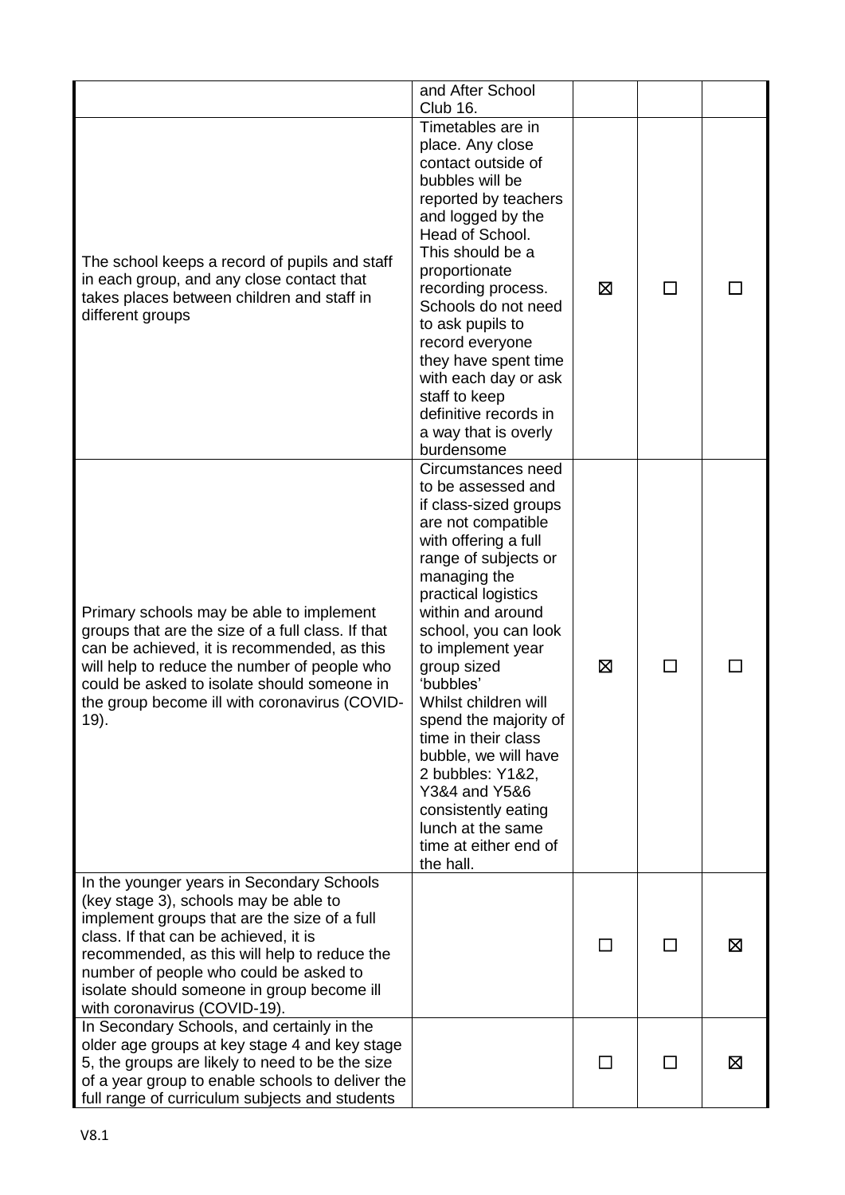| | | | | |
|---|---|---|---|---|
| | and After School Club 16. | | | |
| The school keeps a record of pupils and staff in each group, and any close contact that takes places between children and staff in different groups | Timetables are in place. Any close contact outside of bubbles will be reported by teachers and logged by the Head of School. This should be a proportionate recording process. Schools do not need to ask pupils to record everyone they have spent time with each day or ask staff to keep definitive records in a way that is overly burdensome | ☒ | ☐ | ☐ |
| Primary schools may be able to implement groups that are the size of a full class. If that can be achieved, it is recommended, as this will help to reduce the number of people who could be asked to isolate should someone in the group become ill with coronavirus (COVID-19). | Circumstances need to be assessed and if class-sized groups are not compatible with offering a full range of subjects or managing the practical logistics within and around school, you can look to implement year group sized 'bubbles' Whilst children will spend the majority of time in their class bubble, we will have 2 bubbles: Y1&2, Y3&4 and Y5&6 consistently eating lunch at the same time at either end of the hall. | ☒ | ☐ | ☐ |
| In the younger years in Secondary Schools (key stage 3), schools may be able to implement groups that are the size of a full class. If that can be achieved, it is recommended, as this will help to reduce the number of people who could be asked to isolate should someone in group become ill with coronavirus (COVID-19). | | ☐ | ☐ | ☒ |
| In Secondary Schools, and certainly in the older age groups at key stage 4 and key stage 5, the groups are likely to need to be the size of a year group to enable schools to deliver the full range of curriculum subjects and students | | ☐ | ☐ | ☒ |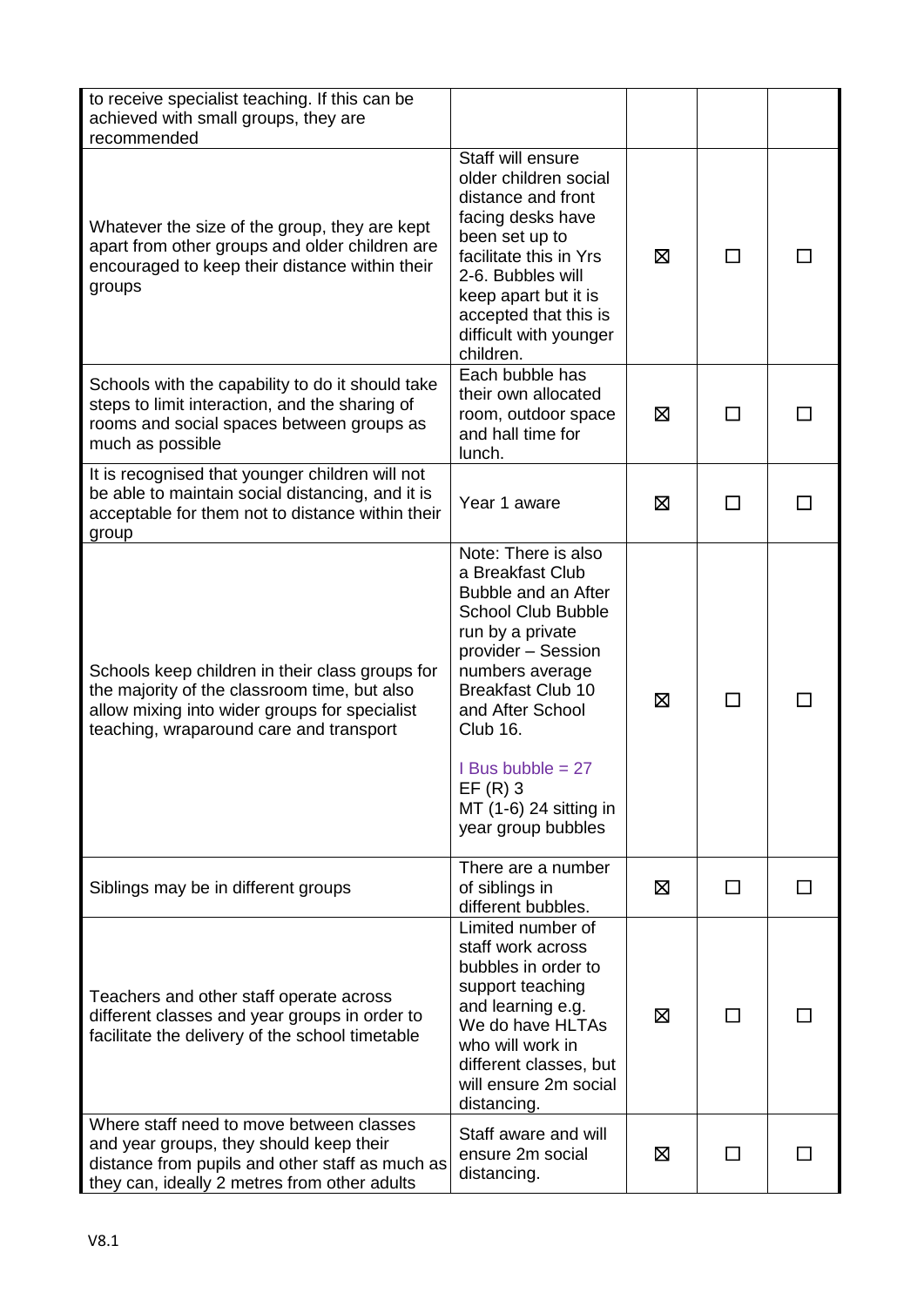| | | | | |
|---|---|---|---|---|
| to receive specialist teaching. If this can be achieved with small groups, they are recommended | | | | |
| Whatever the size of the group, they are kept apart from other groups and older children are encouraged to keep their distance within their groups | Staff will ensure older children social distance and front facing desks have been set up to facilitate this in Yrs 2-6. Bubbles will keep apart but it is accepted that this is difficult with younger children. | ☒ | ☐ | ☐ |
| Schools with the capability to do it should take steps to limit interaction, and the sharing of rooms and social spaces between groups as much as possible | Each bubble has their own allocated room, outdoor space and hall time for lunch. | ☒ | ☐ | ☐ |
| It is recognised that younger children will not be able to maintain social distancing, and it is acceptable for them not to distance within their group | Year 1 aware | ☒ | ☐ | ☐ |
| Schools keep children in their class groups for the majority of the classroom time, but also allow mixing into wider groups for specialist teaching, wraparound care and transport | Note: There is also a Breakfast Club Bubble and an After School Club Bubble run by a private provider – Session numbers average Breakfast Club 10 and After School Club 16.<br><br>I Bus bubble = 27<br>EF (R) 3<br>MT (1-6) 24 sitting in year group bubbles | ☒ | ☐ | ☐ |
| Siblings may be in different groups | There are a number of siblings in different bubbles. | ☒ | ☐ | ☐ |
| Teachers and other staff operate across different classes and year groups in order to facilitate the delivery of the school timetable | Limited number of staff work across bubbles in order to support teaching and learning e.g. We do have HLTAs who will work in different classes, but will ensure 2m social distancing. | ☒ | ☐ | ☐ |
| Where staff need to move between classes and year groups, they should keep their distance from pupils and other staff as much as they can, ideally 2 metres from other adults | Staff aware and will ensure 2m social distancing. | ☒ | ☐ | ☐ |

V8.1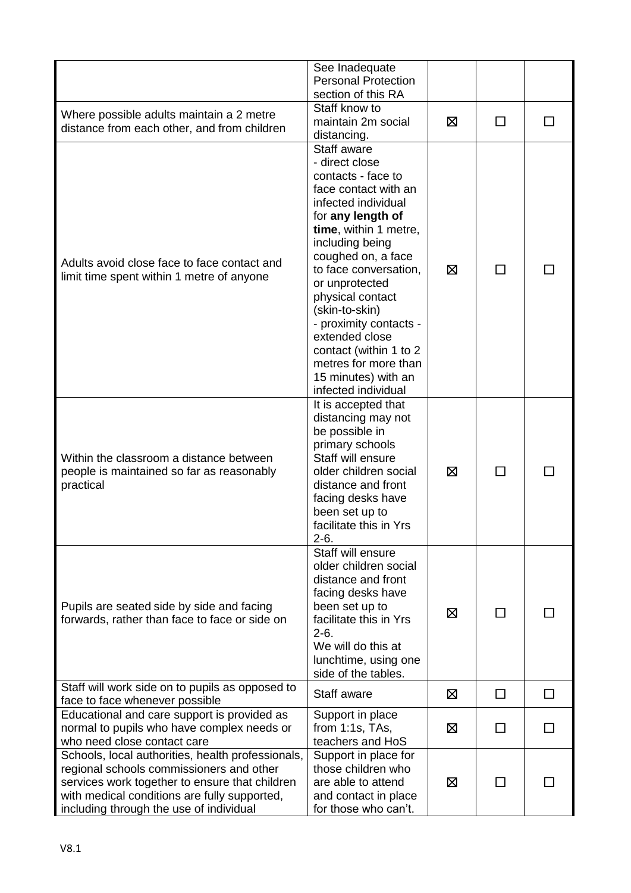| | | | | |
|---|---|---|---|---|
| | See Inadequate Personal Protection section of this RA | | | |
| Where possible adults maintain a 2 metre distance from each other, and from children | Staff know to maintain 2m social distancing. | ☒ | ☐ | ☐ |
| Adults avoid close face to face contact and limit time spent within 1 metre of anyone | Staff aware<br>- direct close contacts - face to face contact with an infected individual for **any length of time**, within 1 metre, including being coughed on, a face to face conversation, or unprotected physical contact (skin-to-skin)<br>- proximity contacts - extended close contact (within 1 to 2 metres for more than 15 minutes) with an infected individual | ☒ | ☐ | ☐ |
| Within the classroom a distance between people is maintained so far as reasonably practical | It is accepted that distancing may not be possible in primary schools Staff will ensure older children social distance and front facing desks have been set up to facilitate this in Yrs 2-6. | ☒ | ☐ | ☐ |
| Pupils are seated side by side and facing forwards, rather than face to face or side on | Staff will ensure older children social distance and front facing desks have been set up to facilitate this in Yrs 2-6.<br>We will do this at lunchtime, using one side of the tables. | ☒ | ☐ | ☐ |
| Staff will work side on to pupils as opposed to face to face whenever possible | Staff aware | ☒ | ☐ | ☐ |
| Educational and care support is provided as normal to pupils who have complex needs or who need close contact care | Support in place from 1:1s, TAs, teachers and HoS | ☒ | ☐ | ☐ |
| Schools, local authorities, health professionals, regional schools commissioners and other services work together to ensure that children with medical conditions are fully supported, including through the use of individual | Support in place for those children who are able to attend and contact in place for those who can't. | ☒ | ☐ | ☐ |

V8.1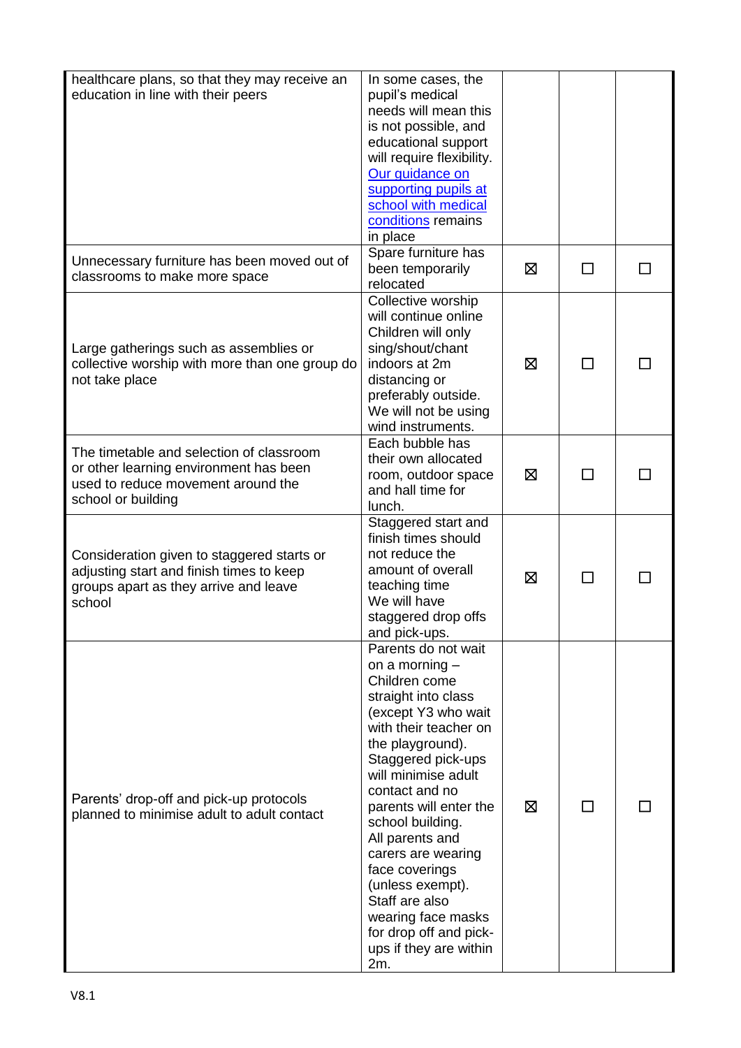| | | | | |
|---|---|---|---|---|
| healthcare plans, so that they may receive an education in line with their peers | In some cases, the pupil's medical needs will mean this is not possible, and educational support will require flexibility. [Our guidance on supporting pupils at school with medical conditions] remains in place | | | |
| Unnecessary furniture has been moved out of classrooms to make more space | Spare furniture has been temporarily relocated | ☒ | ☐ | ☐ |
| Large gatherings such as assemblies or collective worship with more than one group do not take place | Collective worship will continue online Children will only sing/shout/chant indoors at 2m distancing or preferably outside. We will not be using wind instruments. | ☒ | ☐ | ☐ |
| The timetable and selection of classroom or other learning environment has been used to reduce movement around the school or building | Each bubble has their own allocated room, outdoor space and hall time for lunch. | ☒ | ☐ | ☐ |
| Consideration given to staggered starts or adjusting start and finish times to keep groups apart as they arrive and leave school | Staggered start and finish times should not reduce the amount of overall teaching time We will have staggered drop offs and pick-ups. | ☒ | ☐ | ☐ |
| Parents' drop-off and pick-up protocols planned to minimise adult to adult contact | Parents do not wait on a morning – Children come straight into class (except Y3 who wait with their teacher on the playground). Staggered pick-ups will minimise adult contact and no parents will enter the school building. All parents and carers are wearing face coverings (unless exempt). Staff are also wearing face masks for drop off and pick-ups if they are within 2m. | ☒ | ☐ | ☐ |

V8.1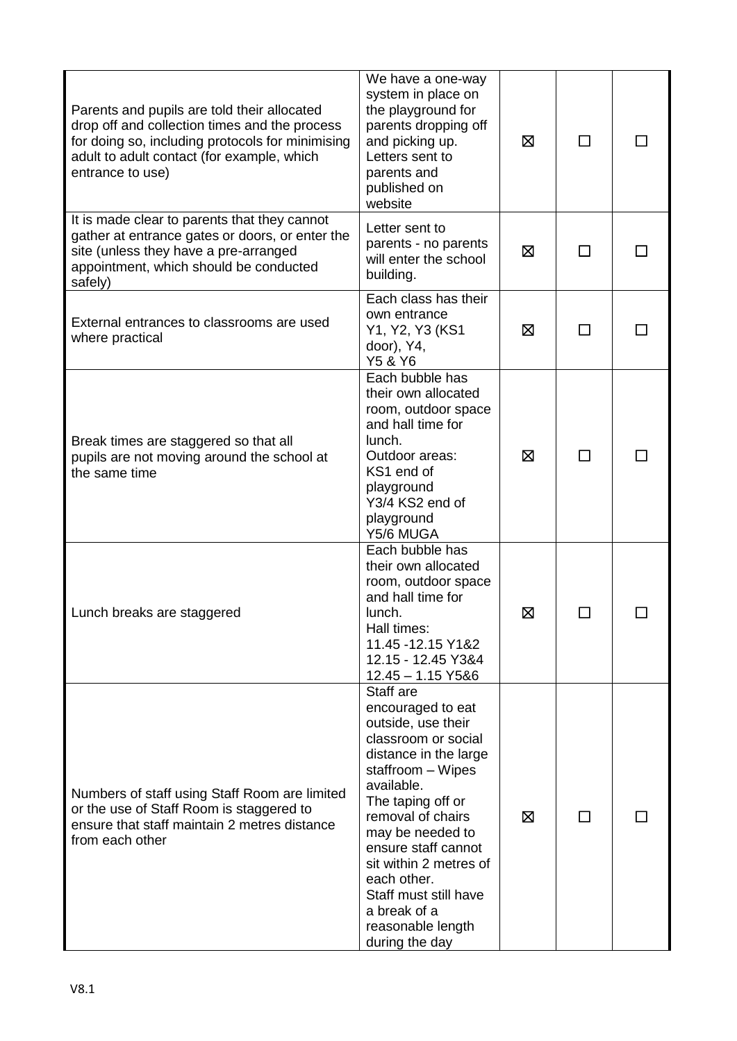| | | | | |
|---|---|---|---|---|
| Parents and pupils are told their allocated drop off and collection times and the process for doing so, including protocols for minimising adult to adult contact (for example, which entrance to use) | We have a one-way system in place on the playground for parents dropping off and picking up. Letters sent to parents and published on website | ☒ | ☐ | ☐ |
| It is made clear to parents that they cannot gather at entrance gates or doors, or enter the site (unless they have a pre-arranged appointment, which should be conducted safely) | Letter sent to parents - no parents will enter the school building. | ☒ | ☐ | ☐ |
| External entrances to classrooms are used where practical | Each class has their own entrance Y1, Y2, Y3 (KS1 door), Y4, Y5 & Y6 | ☒ | ☐ | ☐ |
| Break times are staggered so that all pupils are not moving around the school at the same time | Each bubble has their own allocated room, outdoor space and hall time for lunch.<br>Outdoor areas:<br>KS1 end of playground<br>Y3/4 KS2 end of playground<br>Y5/6 MUGA | ☒ | ☐ | ☐ |
| Lunch breaks are staggered | Each bubble has their own allocated room, outdoor space and hall time for lunch.<br>Hall times:<br>11.45 -12.15 Y1&2<br>12.15 - 12.45 Y3&4<br>12.45 – 1.15 Y5&6 | ☒ | ☐ | ☐ |
| Numbers of staff using Staff Room are limited or the use of Staff Room is staggered to ensure that staff maintain 2 metres distance from each other | Staff are encouraged to eat outside, use their classroom or social distance in the large staffroom – Wipes available.<br>The taping off or removal of chairs may be needed to ensure staff cannot sit within 2 metres of each other.<br>Staff must still have a break of a reasonable length during the day | ☒ | ☐ | ☐ |

V8.1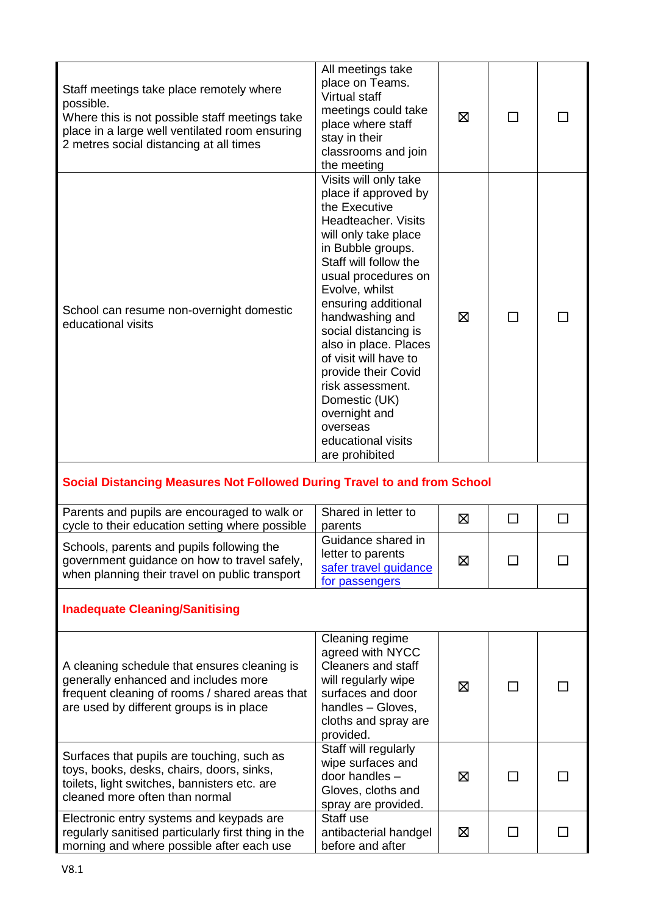| | | | | |
|---|---|---|---|---|
| Staff meetings take place remotely where possible.<br>Where this is not possible staff meetings take place in a large well ventilated room ensuring 2 metres social distancing at all times | All meetings take place on Teams. Virtual staff meetings could take place where staff stay in their classrooms and join the meeting | ☒ | ☐ | ☐ |
| School can resume non-overnight domestic educational visits | Visits will only take place if approved by the Executive Headteacher. Visits will only take place in Bubble groups. Staff will follow the usual procedures on Evolve, whilst ensuring additional handwashing and social distancing is also in place. Places of visit will have to provide their Covid risk assessment. Domestic (UK) overnight and overseas educational visits are prohibited | ☒ | ☐ | ☐ |
| **Social Distancing Measures Not Followed During Travel to and from School** | | | | |
| Parents and pupils are encouraged to walk or cycle to their education setting where possible | Shared in letter to parents | ☒ | ☐ | ☐ |
| Schools, parents and pupils following the government guidance on how to travel safely, when planning their travel on public transport | Guidance shared in letter to parents [safer travel guidance for passengers]() | ☒ | ☐ | ☐ |
| **Inadequate Cleaning/Sanitising** | | | | |
| A cleaning schedule that ensures cleaning is generally enhanced and includes more frequent cleaning of rooms / shared areas that are used by different groups is in place | Cleaning regime agreed with NYCC Cleaners and staff will regularly wipe surfaces and door handles – Gloves, cloths and spray are provided. | ☒ | ☐ | ☐ |
| Surfaces that pupils are touching, such as toys, books, desks, chairs, doors, sinks, toilets, light switches, bannisters etc. are cleaned more often than normal | Staff will regularly wipe surfaces and door handles – Gloves, cloths and spray are provided. | ☒ | ☐ | ☐ |
| Electronic entry systems and keypads are regularly sanitised particularly first thing in the morning and where possible after each use | Staff use antibacterial handgel before and after | ☒ | ☐ | ☐ |

V8.1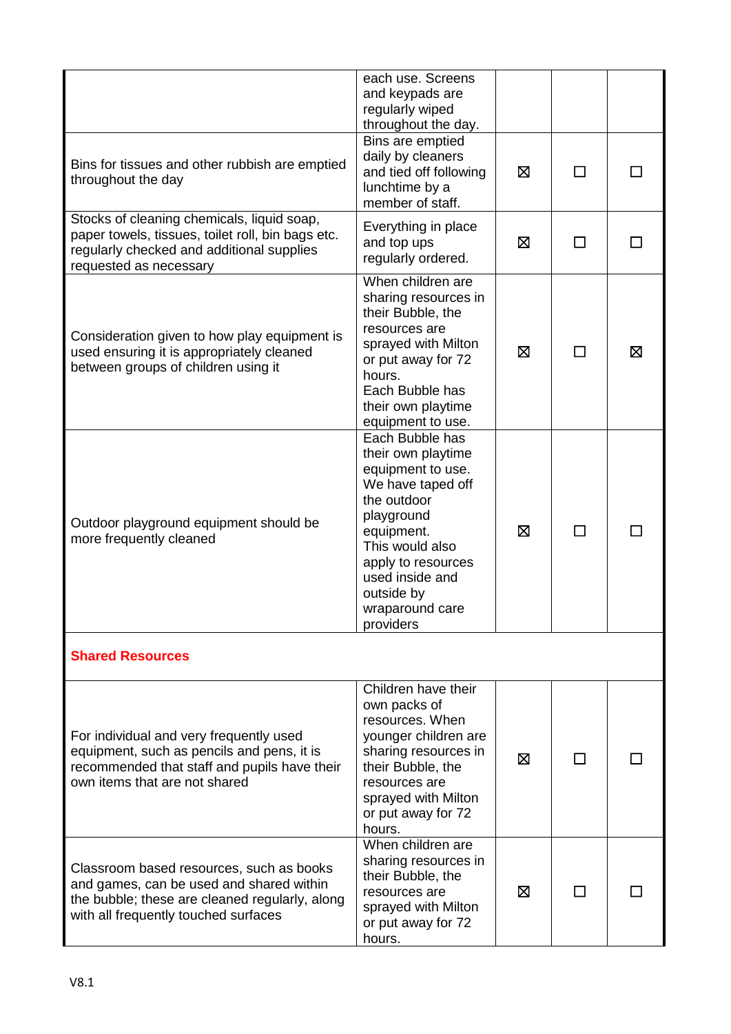| | | | | |
|---|---|---|---|---|
| | each use. Screens and keypads are regularly wiped throughout the day. | | | |
| Bins for tissues and other rubbish are emptied throughout the day | Bins are emptied daily by cleaners and tied off following lunchtime by a member of staff. | ☒ | ☐ | ☐ |
| Stocks of cleaning chemicals, liquid soap, paper towels, tissues, toilet roll, bin bags etc. regularly checked and additional supplies requested as necessary | Everything in place and top ups regularly ordered. | ☒ | ☐ | ☐ |
| Consideration given to how play equipment is used ensuring it is appropriately cleaned between groups of children using it | When children are sharing resources in their Bubble, the resources are sprayed with Milton or put away for 72 hours. Each Bubble has their own playtime equipment to use. | ☒ | ☐ | ☒ |
| Outdoor playground equipment should be more frequently cleaned | Each Bubble has their own playtime equipment to use. We have taped off the outdoor playground equipment. This would also apply to resources used inside and outside by wraparound care providers | ☒ | ☐ | ☐ |
| **Shared Resources** | | | | |
| For individual and very frequently used equipment, such as pencils and pens, it is recommended that staff and pupils have their own items that are not shared | Children have their own packs of resources. When younger children are sharing resources in their Bubble, the resources are sprayed with Milton or put away for 72 hours. | ☒ | ☐ | ☐ |
| Classroom based resources, such as books and games, can be used and shared within the bubble; these are cleaned regularly, along with all frequently touched surfaces | When children are sharing resources in their Bubble, the resources are sprayed with Milton or put away for 72 hours. | ☒ | ☐ | ☐ |

V8.1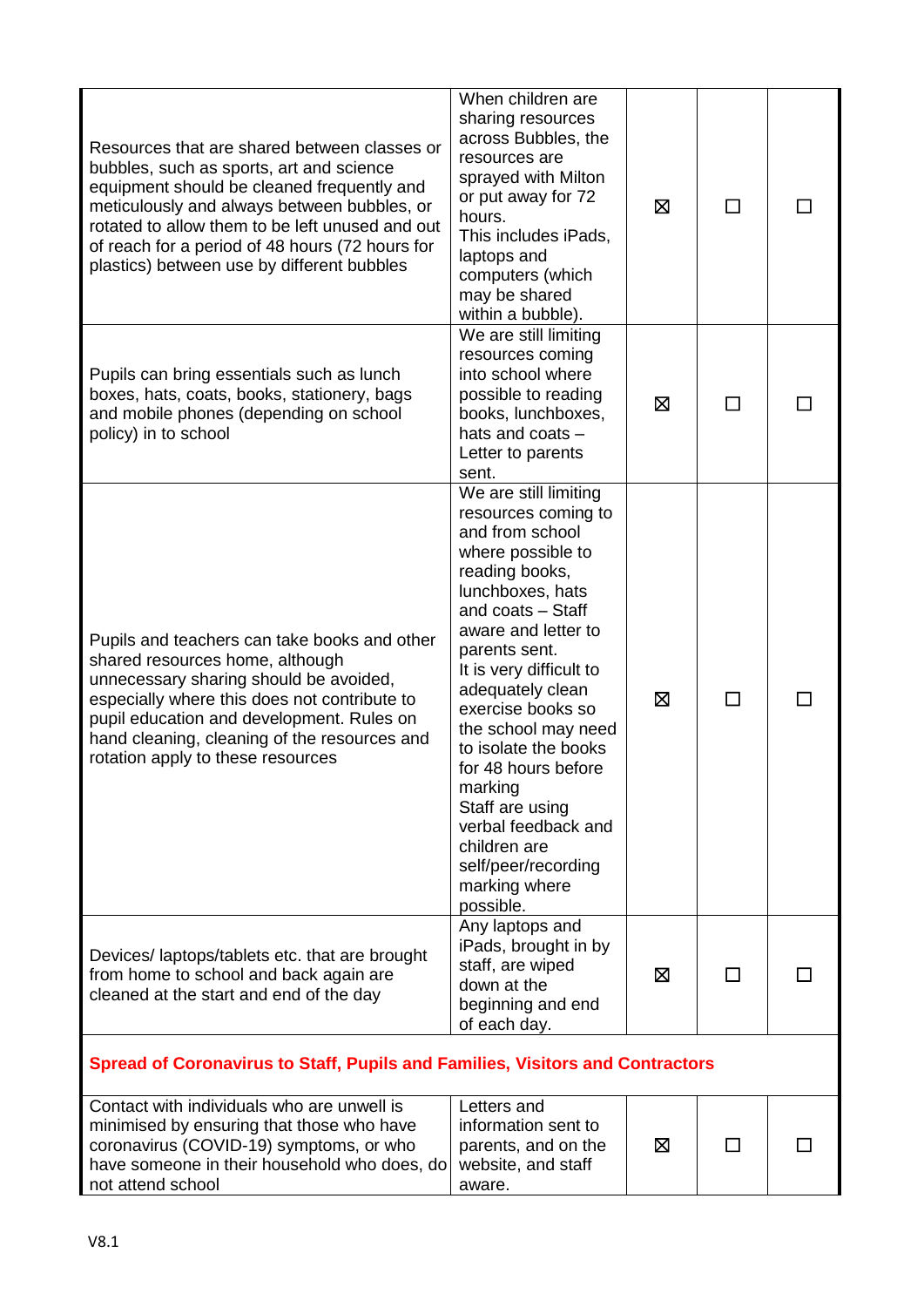| | | | | |
|---|---|---|---|---|
| Resources that are shared between classes or bubbles, such as sports, art and science equipment should be cleaned frequently and meticulously and always between bubbles, or rotated to allow them to be left unused and out of reach for a period of 48 hours (72 hours for plastics) between use by different bubbles | When children are sharing resources across Bubbles, the resources are sprayed with Milton or put away for 72 hours.<br>This includes iPads, laptops and computers (which may be shared within a bubble). | ☒ | ☐ | ☐ |
| Pupils can bring essentials such as lunch boxes, hats, coats, books, stationery, bags and mobile phones (depending on school policy) in to school | We are still limiting resources coming into school where possible to reading books, lunchboxes, hats and coats – Letter to parents sent. | ☒ | ☐ | ☐ |
| Pupils and teachers can take books and other shared resources home, although unnecessary sharing should be avoided, especially where this does not contribute to pupil education and development. Rules on hand cleaning, cleaning of the resources and rotation apply to these resources | We are still limiting resources coming to and from school where possible to reading books, lunchboxes, hats and coats – Staff aware and letter to parents sent.<br>It is very difficult to adequately clean exercise books so the school may need to isolate the books for 48 hours before marking<br>Staff are using verbal feedback and children are self/peer/recording marking where possible. | ☒ | ☐ | ☐ |
| Devices/ laptops/tablets etc. that are brought from home to school and back again are cleaned at the start and end of the day | Any laptops and iPads, brought in by staff, are wiped down at the beginning and end of each day. | ☒ | ☐ | ☐ |
| **Spread of Coronavirus to Staff, Pupils and Families, Visitors and Contractors** | | | | |
| Contact with individuals who are unwell is minimised by ensuring that those who have coronavirus (COVID-19) symptoms, or who have someone in their household who does, do not attend school | Letters and information sent to parents, and on the website, and staff aware. | ☒ | ☐ | ☐ |

V8.1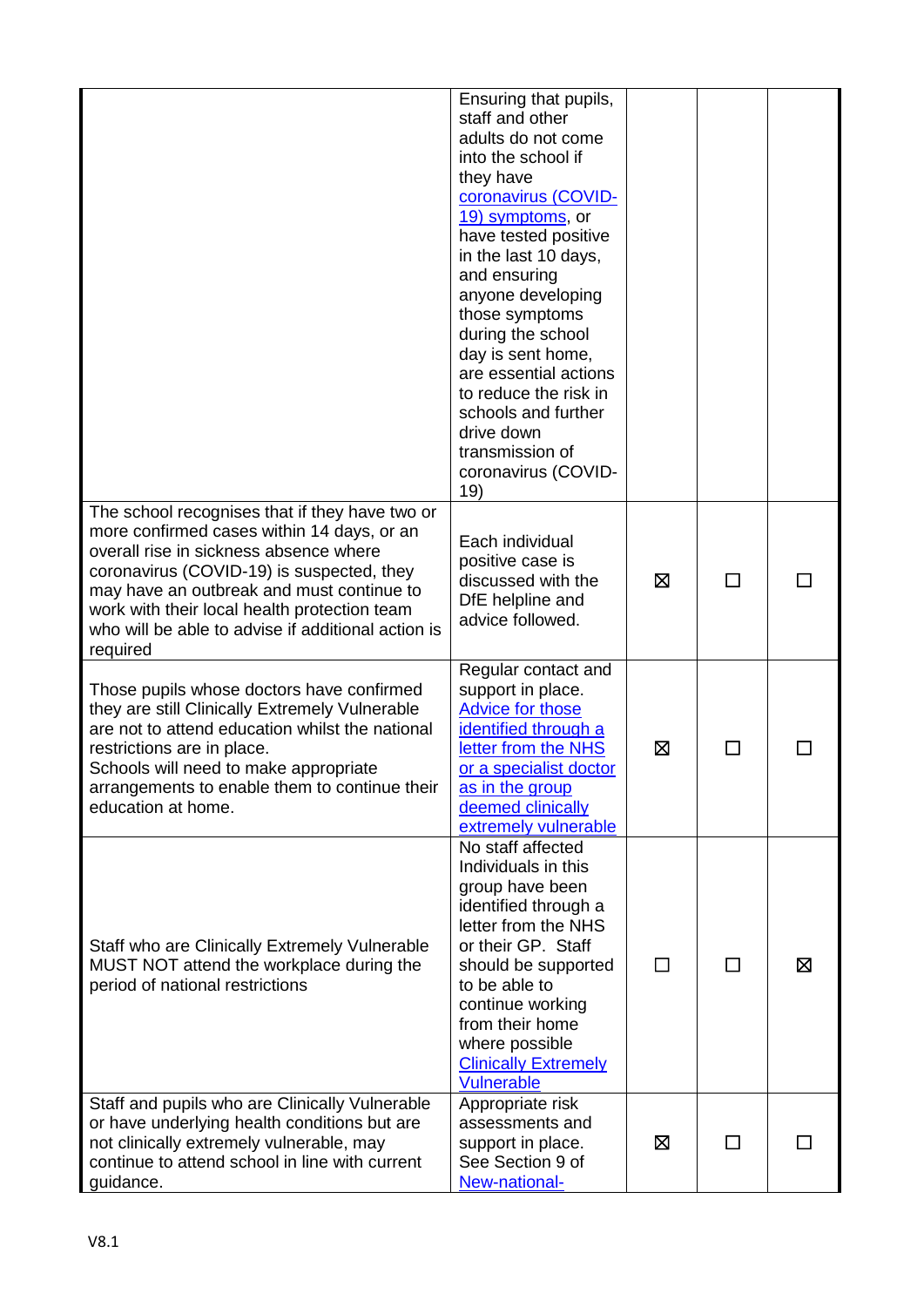|  |  |  |  |  |
|---|---|---|---|---|
|  | Ensuring that pupils, staff and other adults do not come into the school if they have coronavirus (COVID-19) symptoms, or have tested positive in the last 10 days, and ensuring anyone developing those symptoms during the school day is sent home, are essential actions to reduce the risk in schools and further drive down transmission of coronavirus (COVID-19) |  |  |  |
| The school recognises that if they have two or more confirmed cases within 14 days, or an overall rise in sickness absence where coronavirus (COVID-19) is suspected, they may have an outbreak and must continue to work with their local health protection team who will be able to advise if additional action is required | Each individual positive case is discussed with the DfE helpline and advice followed. | ☒ | ☐ | ☐ |
| Those pupils whose doctors have confirmed they are still Clinically Extremely Vulnerable are not to attend education whilst the national restrictions are in place.<br>Schools will need to make appropriate arrangements to enable them to continue their education at home. | Regular contact and support in place. Advice for those identified through a letter from the NHS or a specialist doctor as in the group deemed clinically extremely vulnerable | ☒ | ☐ | ☐ |
| Staff who are Clinically Extremely Vulnerable MUST NOT attend the workplace during the period of national restrictions | No staff affected Individuals in this group have been identified through a letter from the NHS or their GP. Staff should be supported to be able to continue working from their home where possible Clinically Extremely Vulnerable | ☐ | ☐ | ☒ |
| Staff and pupils who are Clinically Vulnerable or have underlying health conditions but are not clinically extremely vulnerable, may continue to attend school in line with current guidance. | Appropriate risk assessments and support in place. See Section 9 of New-national- | ☒ | ☐ | ☐ |

V8.1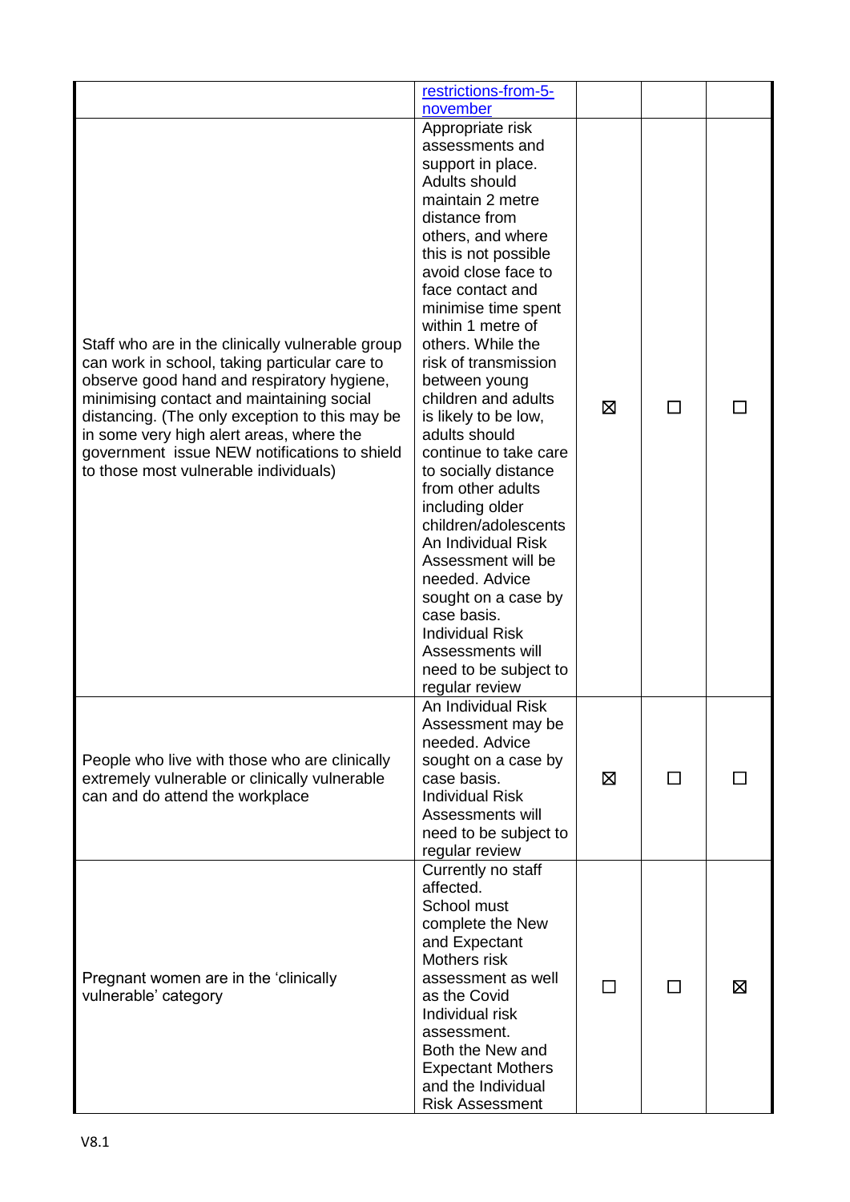| | | | | |
|---|---|---|---|---|
| | restrictions-from-5-november | | | |
| Staff who are in the clinically vulnerable group can work in school, taking particular care to observe good hand and respiratory hygiene, minimising contact and maintaining social distancing. (The only exception to this may be in some very high alert areas, where the government issue NEW notifications to shield to those most vulnerable individuals) | Appropriate risk assessments and support in place. Adults should maintain 2 metre distance from others, and where this is not possible avoid close face to face contact and minimise time spent within 1 metre of others. While the risk of transmission between young children and adults is likely to be low, adults should continue to take care to socially distance from other adults including older children/adolescents An Individual Risk Assessment will be needed. Advice sought on a case by case basis. Individual Risk Assessments will need to be subject to regular review | ☒ | ☐ | ☐ |
| People who live with those who are clinically extremely vulnerable or clinically vulnerable can and do attend the workplace | An Individual Risk Assessment may be needed. Advice sought on a case by case basis. Individual Risk Assessments will need to be subject to regular review | ☒ | ☐ | ☐ |
| Pregnant women are in the 'clinically vulnerable' category | Currently no staff affected. School must complete the New and Expectant Mothers risk assessment as well as the Covid Individual risk assessment. Both the New and Expectant Mothers and the Individual Risk Assessment | ☐ | ☐ | ☒ |

V8.1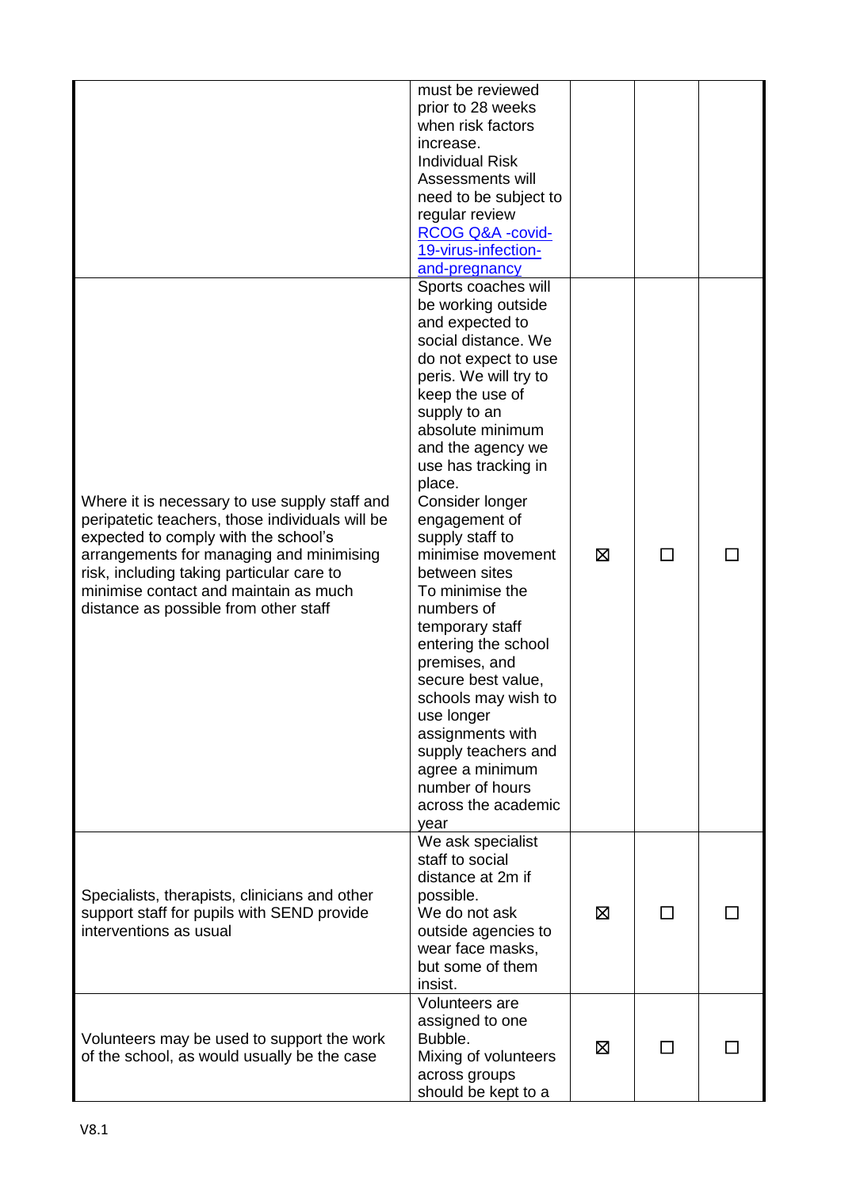| | | | | |
|---|---|---|---|---|
| | must be reviewed prior to 28 weeks when risk factors increase. Individual Risk Assessments will need to be subject to regular review [RCOG Q&A -covid-19-virus-infection-and-pregnancy] | | | |
| Where it is necessary to use supply staff and peripatetic teachers, those individuals will be expected to comply with the school's arrangements for managing and minimising risk, including taking particular care to minimise contact and maintain as much distance as possible from other staff | Sports coaches will be working outside and expected to social distance. We do not expect to use peris. We will try to keep the use of supply to an absolute minimum and the agency we use has tracking in place. Consider longer engagement of supply staff to minimise movement between sites To minimise the numbers of temporary staff entering the school premises, and secure best value, schools may wish to use longer assignments with supply teachers and agree a minimum number of hours across the academic year | ☒ | ☐ | ☐ |
| Specialists, therapists, clinicians and other support staff for pupils with SEND provide interventions as usual | We ask specialist staff to social distance at 2m if possible. We do not ask outside agencies to wear face masks, but some of them insist. | ☒ | ☐ | ☐ |
| Volunteers may be used to support the work of the school, as would usually be the case | Volunteers are assigned to one Bubble. Mixing of volunteers across groups should be kept to a | ☒ | ☐ | ☐ |

V8.1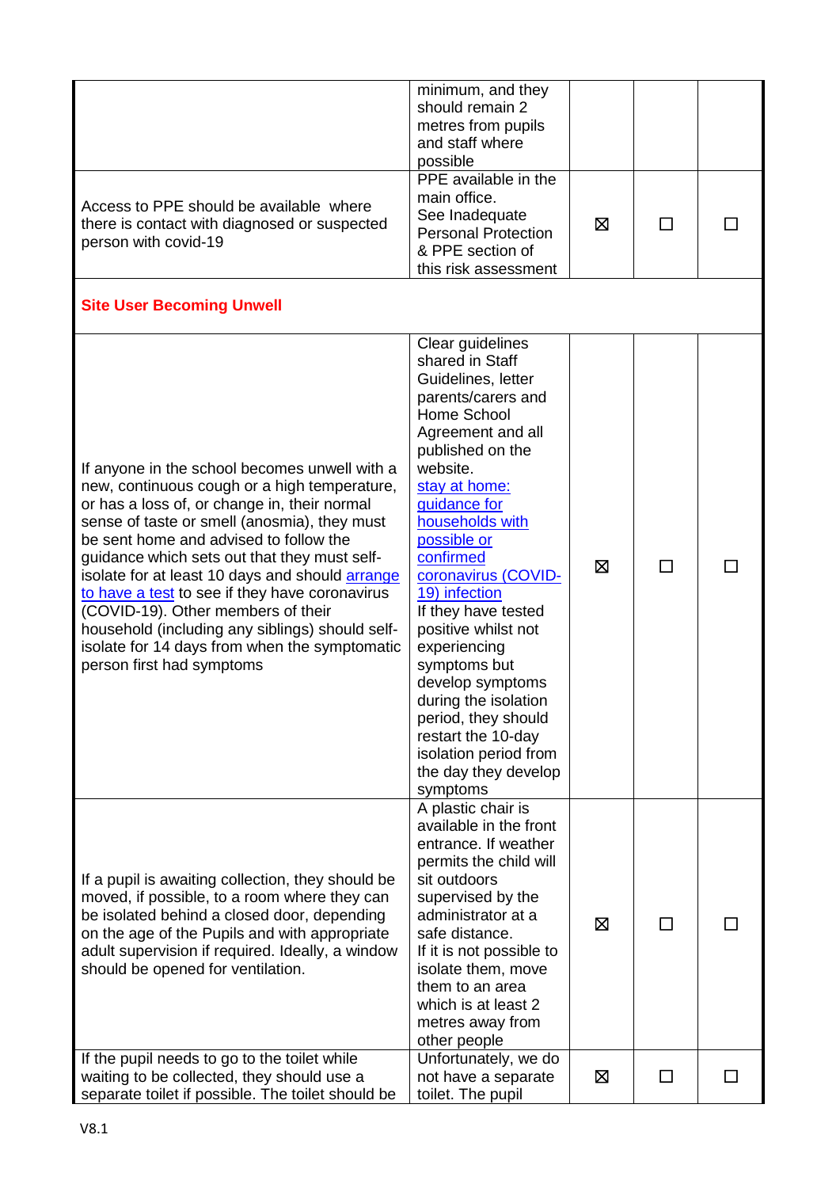| | | | | |
|---|---|---|---|---|
| | minimum, and they should remain 2 metres from pupils and staff where possible | | | |
| Access to PPE should be available where there is contact with diagnosed or suspected person with covid-19 | PPE available in the main office. See Inadequate Personal Protection & PPE section of this risk assessment | ☒ | ☐ | ☐ |
| **Site User Becoming Unwell** | | | | |
| If anyone in the school becomes unwell with a new, continuous cough or a high temperature, or has a loss of, or change in, their normal sense of taste or smell (anosmia), they must be sent home and advised to follow the guidance which sets out that they must self-isolate for at least 10 days and should [arrange to have a test]() to see if they have coronavirus (COVID-19). Other members of their household (including any siblings) should self-isolate for 14 days from when the symptomatic person first had symptoms | Clear guidelines shared in Staff Guidelines, letter parents/carers and Home School Agreement and all published on the website. [stay at home: guidance for households with possible or confirmed coronavirus (COVID-19) infection]() If they have tested positive whilst not experiencing symptoms but develop symptoms during the isolation period, they should restart the 10-day isolation period from the day they develop symptoms | ☒ | ☐ | ☐ |
| If a pupil is awaiting collection, they should be moved, if possible, to a room where they can be isolated behind a closed door, depending on the age of the Pupils and with appropriate adult supervision if required. Ideally, a window should be opened for ventilation. | A plastic chair is available in the front entrance. If weather permits the child will sit outdoors supervised by the administrator at a safe distance. If it is not possible to isolate them, move them to an area which is at least 2 metres away from other people | ☒ | ☐ | ☐ |
| If the pupil needs to go to the toilet while waiting to be collected, they should use a separate toilet if possible. The toilet should be | Unfortunately, we do not have a separate toilet. The pupil | ☒ | ☐ | ☐ |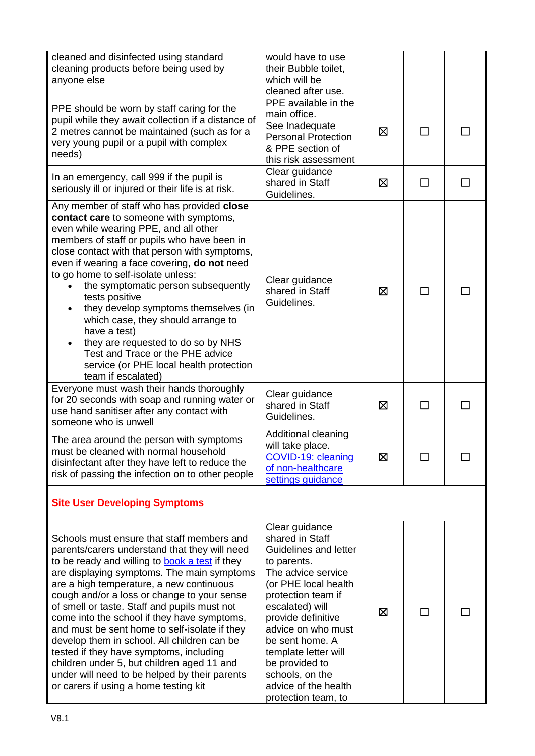| | | | | |
|---|---|---|---|---|
| cleaned and disinfected using standard cleaning products before being used by anyone else | would have to use their Bubble toilet, which will be cleaned after use. | | | |
| PPE should be worn by staff caring for the pupil while they await collection if a distance of 2 metres cannot be maintained (such as for a very young pupil or a pupil with complex needs) | PPE available in the main office. See Inadequate Personal Protection & PPE section of this risk assessment | ☒ | ☐ | ☐ |
| In an emergency, call 999 if the pupil is seriously ill or injured or their life is at risk. | Clear guidance shared in Staff Guidelines. | ☒ | ☐ | ☐ |
| Any member of staff who has provided **close contact care** to someone with symptoms, even while wearing PPE, and all other members of staff or pupils who have been in close contact with that person with symptoms, even if wearing a face covering, **do not** need to go home to self-isolate unless:<br>• the symptomatic person subsequently tests positive<br>• they develop symptoms themselves (in which case, they should arrange to have a test)<br>• they are requested to do so by NHS Test and Trace or the PHE advice service (or PHE local health protection team if escalated) | Clear guidance shared in Staff Guidelines. | ☒ | ☐ | ☐ |
| Everyone must wash their hands thoroughly for 20 seconds with soap and running water or use hand sanitiser after any contact with someone who is unwell | Clear guidance shared in Staff Guidelines. | ☒ | ☐ | ☐ |
| The area around the person with symptoms must be cleaned with normal household disinfectant after they have left to reduce the risk of passing the infection on to other people | Additional cleaning will take place. [COVID-19: cleaning of non-healthcare settings guidance] | ☒ | ☐ | ☐ |
| **Site User Developing Symptoms** | | | | |
| Schools must ensure that staff members and parents/carers understand that they will need to be ready and willing to [book a test] if they are displaying symptoms. The main symptoms are a high temperature, a new continuous cough and/or a loss or change to your sense of smell or taste. Staff and pupils must not come into the school if they have symptoms, and must be sent home to self-isolate if they develop them in school. All children can be tested if they have symptoms, including children under 5, but children aged 11 and under will need to be helped by their parents or carers if using a home testing kit | Clear guidance shared in Staff Guidelines and letter to parents.<br>The advice service (or PHE local health protection team if escalated) will provide definitive advice on who must be sent home. A template letter will be provided to schools, on the advice of the health protection team, to | ☒ | ☐ | ☐ |

V8.1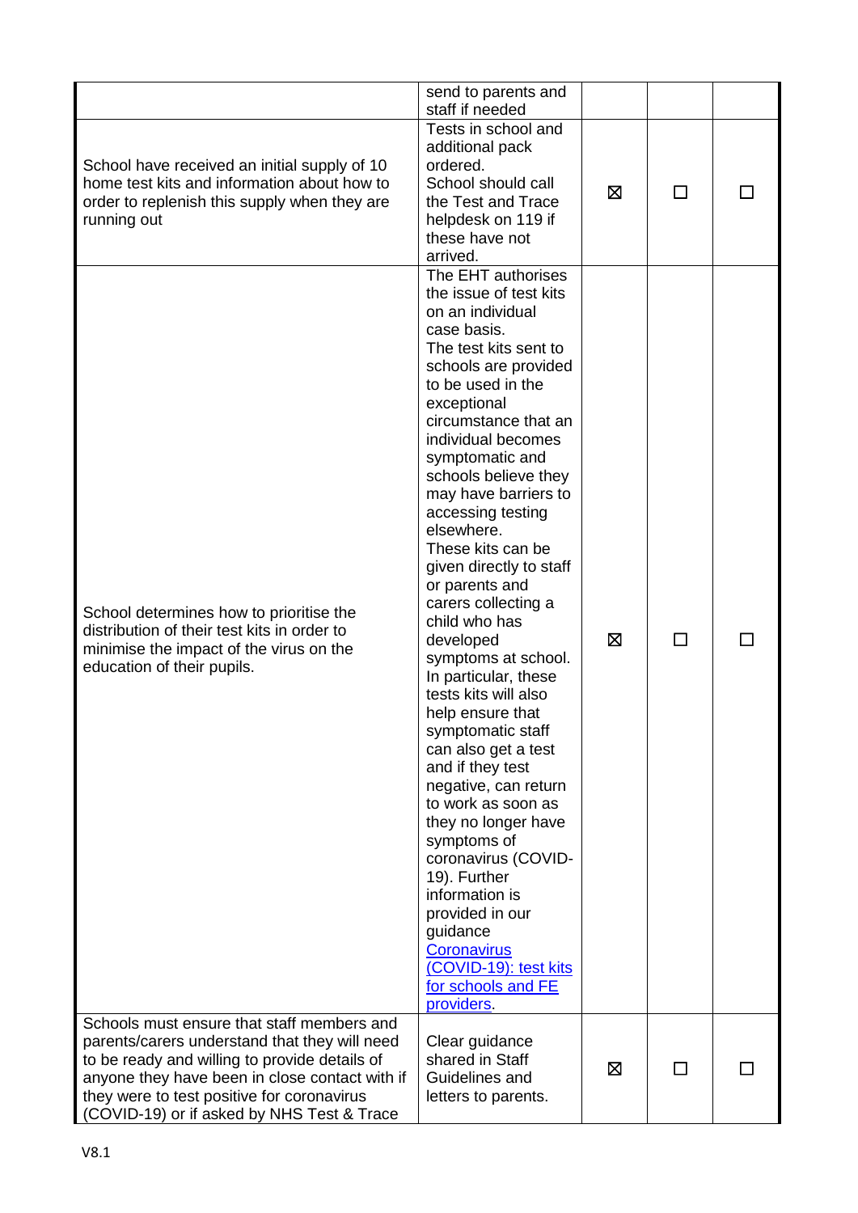| | | | | |
|---|---|---|---|---|
| | send to parents and staff if needed | | | |
| School have received an initial supply of 10 home test kits and information about how to order to replenish this supply when they are running out | Tests in school and additional pack ordered. School should call the Test and Trace helpdesk on 119 if these have not arrived. | ☒ | ☐ | ☐ |
| School determines how to prioritise the distribution of their test kits in order to minimise the impact of the virus on the education of their pupils. | The EHT authorises the issue of test kits on an individual case basis. The test kits sent to schools are provided to be used in the exceptional circumstance that an individual becomes symptomatic and schools believe they may have barriers to accessing testing elsewhere. These kits can be given directly to staff or parents and carers collecting a child who has developed symptoms at school. In particular, these tests kits will also help ensure that symptomatic staff can also get a test and if they test negative, can return to work as soon as they no longer have symptoms of coronavirus (COVID-19). Further information is provided in our guidance [Coronavirus (COVID-19): test kits for schools and FE providers](). | ☒ | ☐ | ☐ |
| Schools must ensure that staff members and parents/carers understand that they will need to be ready and willing to provide details of anyone they have been in close contact with if they were to test positive for coronavirus (COVID-19) or if asked by NHS Test & Trace | Clear guidance shared in Staff Guidelines and letters to parents. | ☒ | ☐ | ☐ |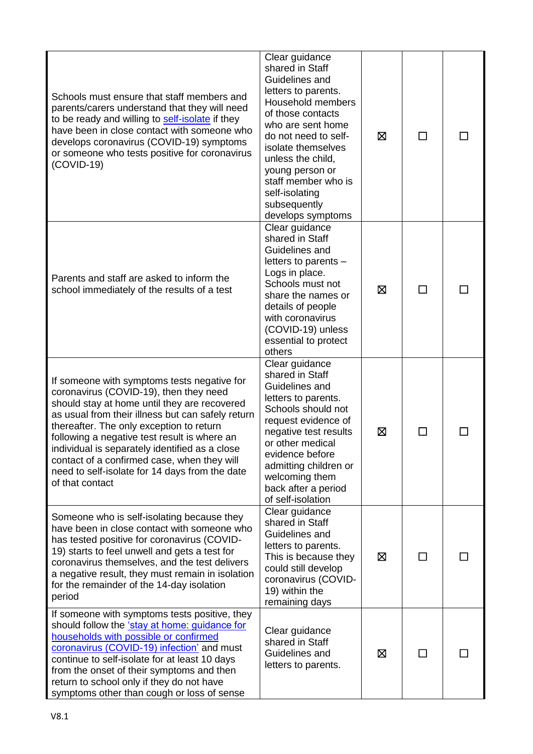| | | | | |
|---|---|---|---|---|
| Schools must ensure that staff members and parents/carers understand that they will need to be ready and willing to [self-isolate]() if they have been in close contact with someone who develops coronavirus (COVID-19) symptoms or someone who tests positive for coronavirus (COVID-19) | Clear guidance shared in Staff Guidelines and letters to parents. Household members of those contacts who are sent home do not need to self-isolate themselves unless the child, young person or staff member who is self-isolating subsequently develops symptoms | ☒ | ☐ | ☐ |
| Parents and staff are asked to inform the school immediately of the results of a test | Clear guidance shared in Staff Guidelines and letters to parents – Logs in place. Schools must not share the names or details of people with coronavirus (COVID-19) unless essential to protect others | ☒ | ☐ | ☐ |
| If someone with symptoms tests negative for coronavirus (COVID-19), then they need should stay at home until they are recovered as usual from their illness but can safely return thereafter. The only exception to return following a negative test result is where an individual is separately identified as a close contact of a confirmed case, when they will need to self-isolate for 14 days from the date of that contact | Clear guidance shared in Staff Guidelines and letters to parents. Schools should not request evidence of negative test results or other medical evidence before admitting children or welcoming them back after a period of self-isolation | ☒ | ☐ | ☐ |
| Someone who is self-isolating because they have been in close contact with someone who has tested positive for coronavirus (COVID-19) starts to feel unwell and gets a test for coronavirus themselves, and the test delivers a negative result, they must remain in isolation for the remainder of the 14-day isolation period | Clear guidance shared in Staff Guidelines and letters to parents. This is because they could still develop coronavirus (COVID-19) within the remaining days | ☒ | ☐ | ☐ |
| If someone with symptoms tests positive, they should follow the ['stay at home: guidance for households with possible or confirmed coronavirus (COVID-19) infection']() and must continue to self-isolate for at least 10 days from the onset of their symptoms and then return to school only if they do not have symptoms other than cough or loss of sense | Clear guidance shared in Staff Guidelines and letters to parents. | ☒ | ☐ | ☐ |

V8.1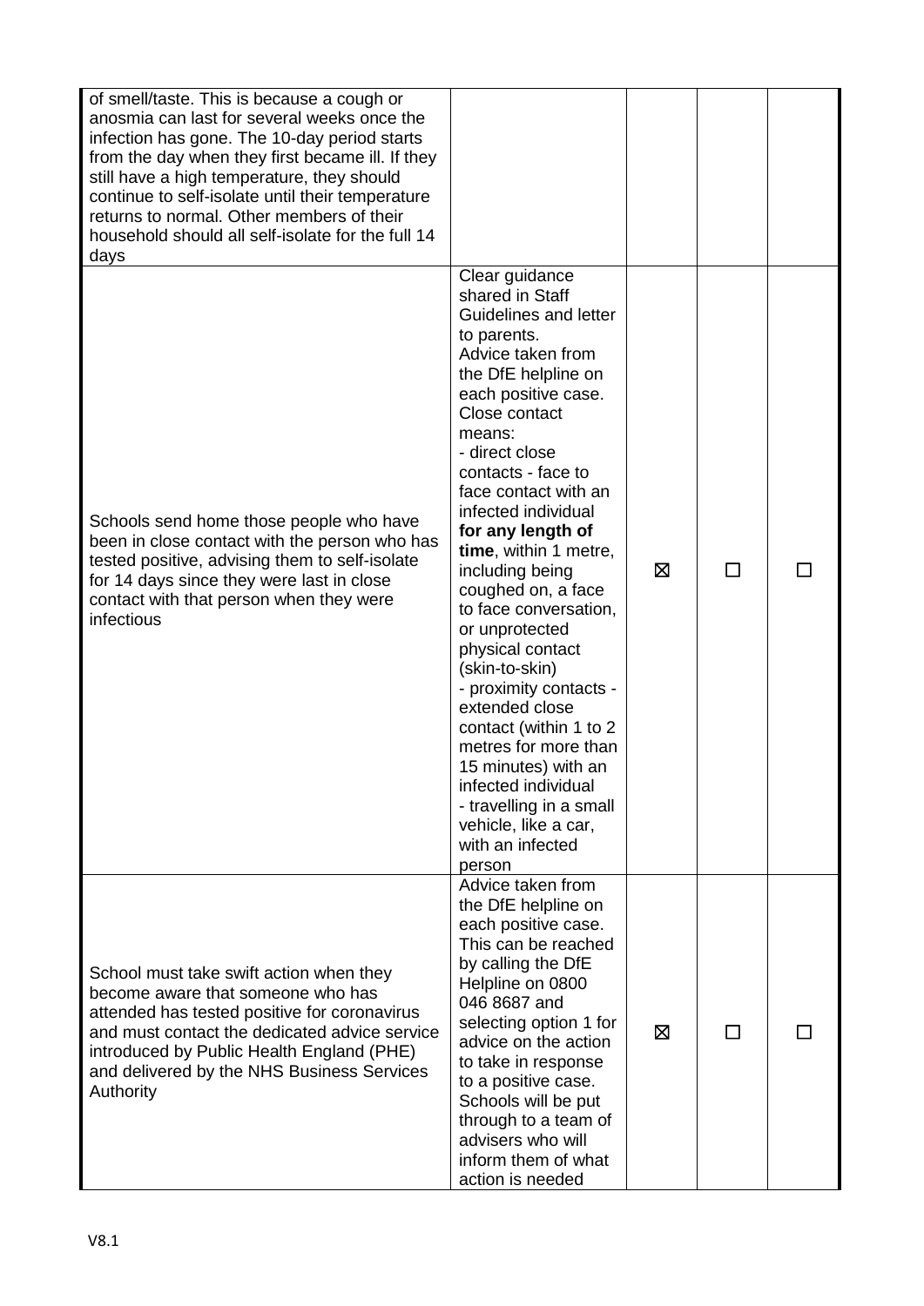| | | | | |
|---|---|---|---|---|
| of smell/taste. This is because a cough or anosmia can last for several weeks once the infection has gone. The 10-day period starts from the day when they first became ill. If they still have a high temperature, they should continue to self-isolate until their temperature returns to normal. Other members of their household should all self-isolate for the full 14 days | | | | |
| Schools send home those people who have been in close contact with the person who has tested positive, advising them to self-isolate for 14 days since they were last in close contact with that person when they were infectious | Clear guidance shared in Staff Guidelines and letter to parents.<br>Advice taken from the DfE helpline on each positive case.<br>Close contact means:<br>- direct close contacts - face to face contact with an infected individual **for any length of time**, within 1 metre, including being coughed on, a face to face conversation, or unprotected physical contact (skin-to-skin)<br>- proximity contacts - extended close contact (within 1 to 2 metres for more than 15 minutes) with an infected individual<br>- travelling in a small vehicle, like a car, with an infected person | ☒ | ☐ | ☐ |
| School must take swift action when they become aware that someone who has attended has tested positive for coronavirus and must contact the dedicated advice service introduced by Public Health England (PHE) and delivered by the NHS Business Services Authority | Advice taken from the DfE helpline on each positive case. This can be reached by calling the DfE Helpline on 0800 046 8687 and selecting option 1 for advice on the action to take in response to a positive case. Schools will be put through to a team of advisers who will inform them of what action is needed | ☒ | ☐ | ☐ |

V8.1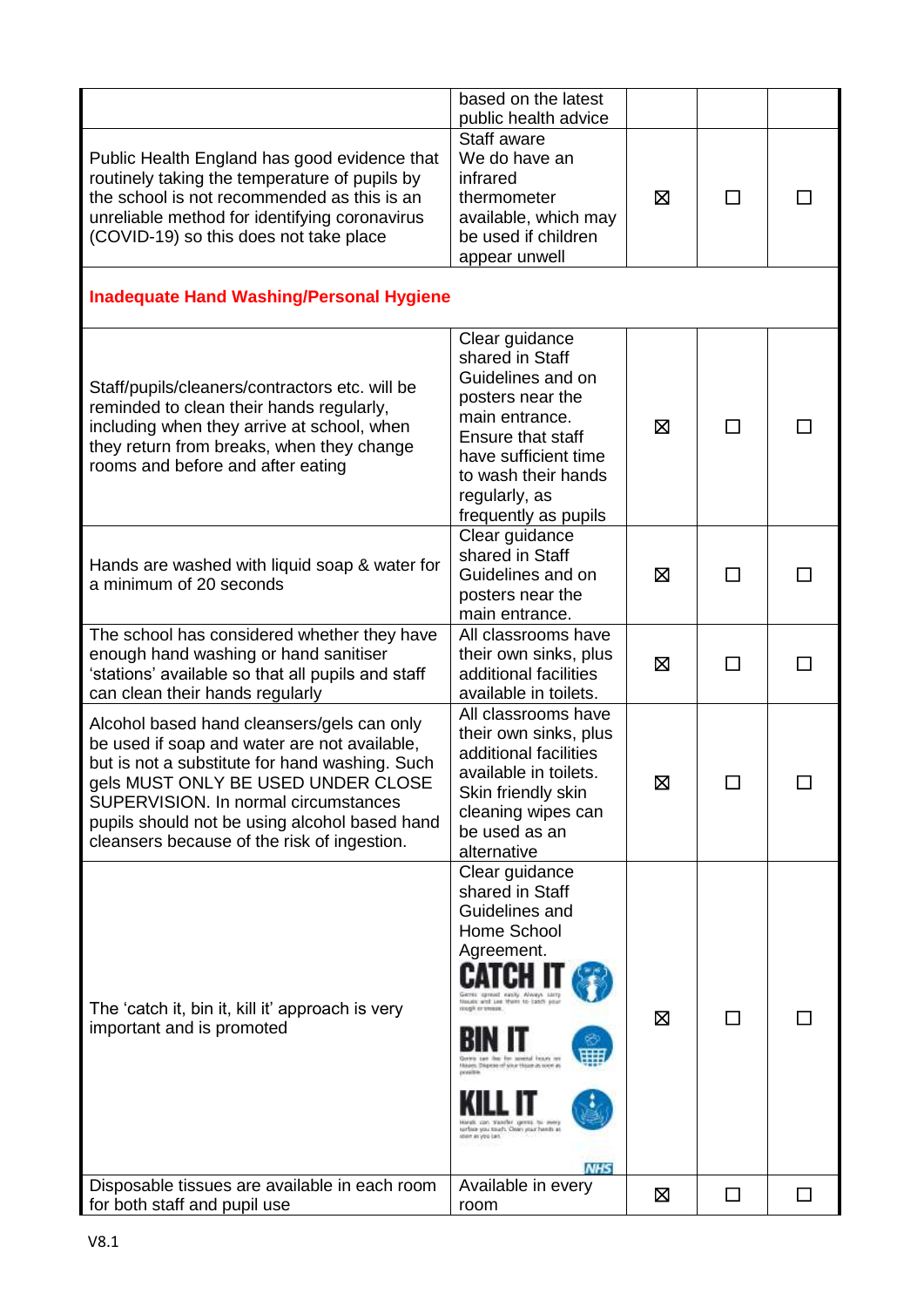| | | | | |
|---|---|---|---|---|
| | based on the latest public health advice | | | |
| Public Health England has good evidence that routinely taking the temperature of pupils by the school is not recommended as this is an unreliable method for identifying coronavirus (COVID-19) so this does not take place | Staff aware We do have an infrared thermometer available, which may be used if children appear unwell | ☒ | ☐ | ☐ |
| **Inadequate Hand Washing/Personal Hygiene** | | | | |
| Staff/pupils/cleaners/contractors etc. will be reminded to clean their hands regularly, including when they arrive at school, when they return from breaks, when they change rooms and before and after eating | Clear guidance shared in Staff Guidelines and on posters near the main entrance. Ensure that staff have sufficient time to wash their hands regularly, as frequently as pupils | ☒ | ☐ | ☐ |
| Hands are washed with liquid soap & water for a minimum of 20 seconds | Clear guidance shared in Staff Guidelines and on posters near the main entrance. | ☒ | ☐ | ☐ |
| The school has considered whether they have enough hand washing or hand sanitiser 'stations' available so that all pupils and staff can clean their hands regularly | All classrooms have their own sinks, plus additional facilities available in toilets. | ☒ | ☐ | ☐ |
| Alcohol based hand cleansers/gels can only be used if soap and water are not available, but is not a substitute for hand washing. Such gels MUST ONLY BE USED UNDER CLOSE SUPERVISION. In normal circumstances pupils should not be using alcohol based hand cleansers because of the risk of ingestion. | All classrooms have their own sinks, plus additional facilities available in toilets. Skin friendly skin cleaning wipes can be used as an alternative | ☒ | ☐ | ☐ |
| The 'catch it, bin it, kill it' approach is very important and is promoted | Clear guidance shared in Staff Guidelines and Home School Agreement. CATCH IT Germs spread easily. Always carry tissues and use them to catch your cough or sneeze. BIN IT Germs can live for several hours on tissues. Dispose of your tissue as soon as possible. KILL IT Hands can transfer germs to every surface you touch. Clean your hands as soon as you can. NHS | ☒ | ☐ | ☐ |
| Disposable tissues are available in each room for both staff and pupil use | Available in every room | ☒ | ☐ | ☐ |

V8.1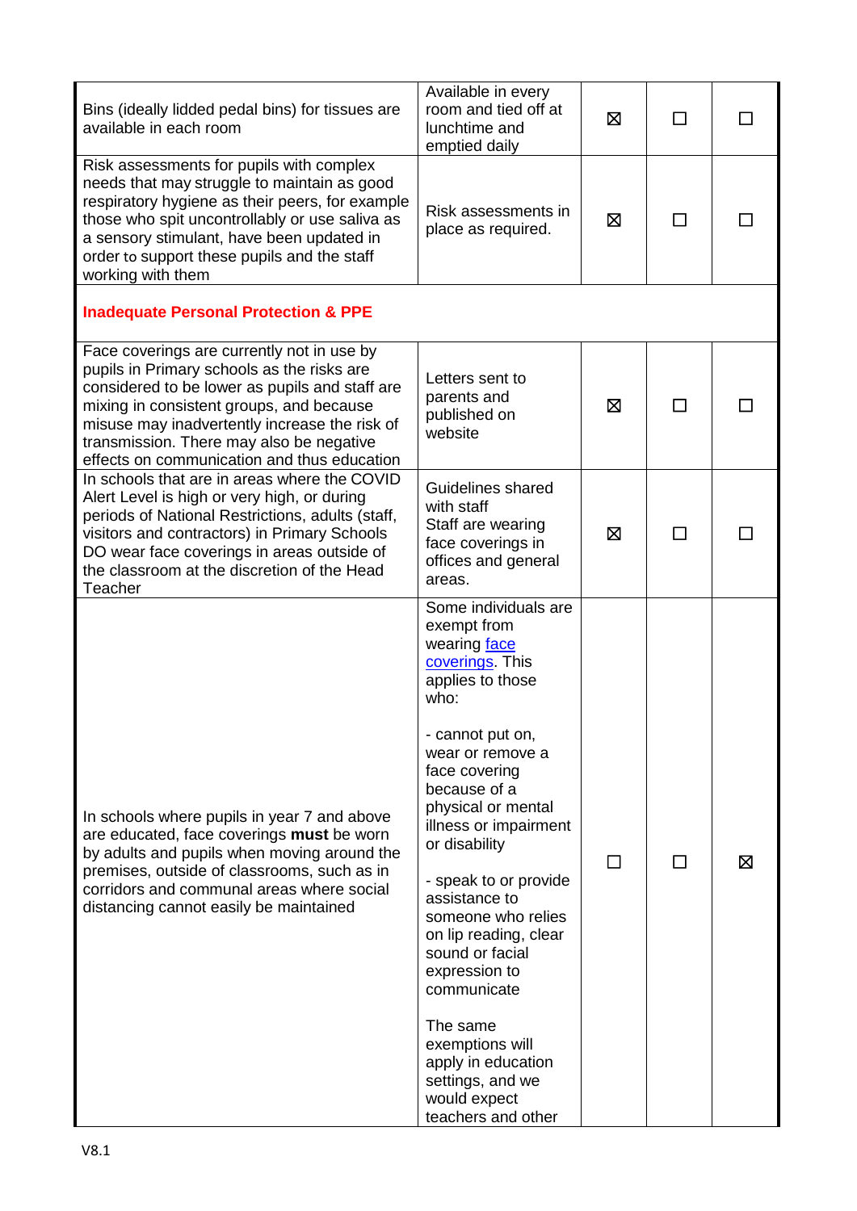| | | | | |
|---|---|---|---|---|
| Bins (ideally lidded pedal bins) for tissues are available in each room | Available in every room and tied off at lunchtime and emptied daily | ☒ | ☐ | ☐ |
| Risk assessments for pupils with complex needs that may struggle to maintain as good respiratory hygiene as their peers, for example those who spit uncontrollably or use saliva as a sensory stimulant, have been updated in order to support these pupils and the staff working with them | Risk assessments in place as required. | ☒ | ☐ | ☐ |
| **Inadequate Personal Protection & PPE** | | | | |
| Face coverings are currently not in use by pupils in Primary schools as the risks are considered to be lower as pupils and staff are mixing in consistent groups, and because misuse may inadvertently increase the risk of transmission. There may also be negative effects on communication and thus education | Letters sent to parents and published on website | ☒ | ☐ | ☐ |
| In schools that are in areas where the COVID Alert Level is high or very high, or during periods of National Restrictions, adults (staff, visitors and contractors) in Primary Schools DO wear face coverings in areas outside of the classroom at the discretion of the Head Teacher | Guidelines shared with staff<br>Staff are wearing face coverings in offices and general areas. | ☒ | ☐ | ☐ |
| In schools where pupils in year 7 and above are educated, face coverings **must** be worn by adults and pupils when moving around the premises, outside of classrooms, such as in corridors and communal areas where social distancing cannot easily be maintained | Some individuals are exempt from wearing [face coverings](). This applies to those who:<br><br>- cannot put on, wear or remove a face covering because of a physical or mental illness or impairment or disability<br><br>- speak to or provide assistance to someone who relies on lip reading, clear sound or facial expression to communicate<br><br>The same exemptions will apply in education settings, and we would expect teachers and other | ☐ | ☐ | ☒ |

V8.1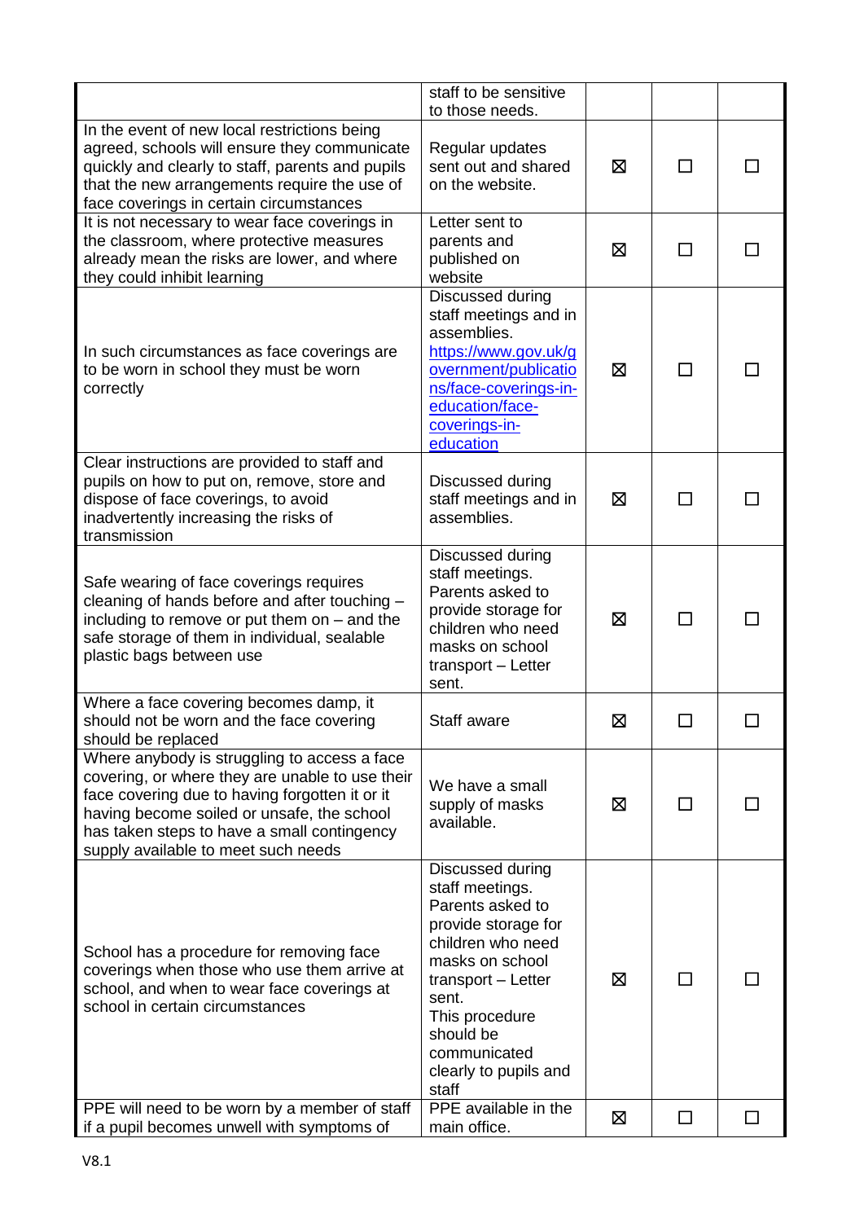| | | | | |
|---|---|---|---|---|
| | staff to be sensitive to those needs. | | | |
| In the event of new local restrictions being agreed, schools will ensure they communicate quickly and clearly to staff, parents and pupils that the new arrangements require the use of face coverings in certain circumstances | Regular updates sent out and shared on the website. | ☒ | ☐ | ☐ |
| It is not necessary to wear face coverings in the classroom, where protective measures already mean the risks are lower, and where they could inhibit learning | Letter sent to parents and published on website | ☒ | ☐ | ☐ |
| In such circumstances as face coverings are to be worn in school they must be worn correctly | Discussed during staff meetings and in assemblies. https://www.gov.uk/government/publications/face-coverings-in-education/face-coverings-in-education | ☒ | ☐ | ☐ |
| Clear instructions are provided to staff and pupils on how to put on, remove, store and dispose of face coverings, to avoid inadvertently increasing the risks of transmission | Discussed during staff meetings and in assemblies. | ☒ | ☐ | ☐ |
| Safe wearing of face coverings requires cleaning of hands before and after touching – including to remove or put them on – and the safe storage of them in individual, sealable plastic bags between use | Discussed during staff meetings. Parents asked to provide storage for children who need masks on school transport – Letter sent. | ☒ | ☐ | ☐ |
| Where a face covering becomes damp, it should not be worn and the face covering should be replaced | Staff aware | ☒ | ☐ | ☐ |
| Where anybody is struggling to access a face covering, or where they are unable to use their face covering due to having forgotten it or it having become soiled or unsafe, the school has taken steps to have a small contingency supply available to meet such needs | We have a small supply of masks available. | ☒ | ☐ | ☐ |
| School has a procedure for removing face coverings when those who use them arrive at school, and when to wear face coverings at school in certain circumstances | Discussed during staff meetings. Parents asked to provide storage for children who need masks on school transport – Letter sent. This procedure should be communicated clearly to pupils and staff | ☒ | ☐ | ☐ |
| PPE will need to be worn by a member of staff if a pupil becomes unwell with symptoms of | PPE available in the main office. | ☒ | ☐ | ☐ |

V8.1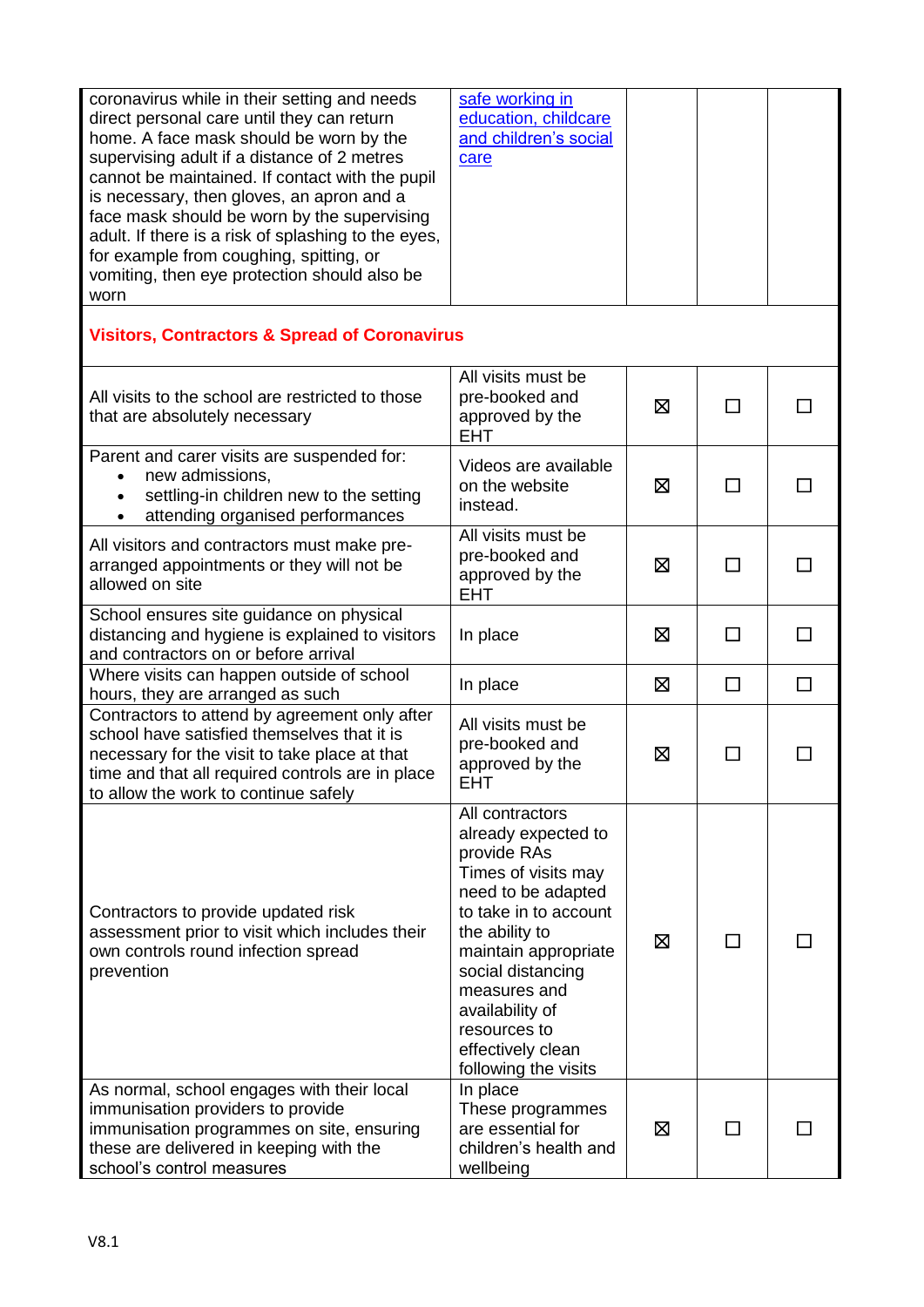| | | | | |
|---|---|---|---|---|
| coronavirus while in their setting and needs direct personal care until they can return home. A face mask should be worn by the supervising adult if a distance of 2 metres cannot be maintained. If contact with the pupil is necessary, then gloves, an apron and a face mask should be worn by the supervising adult. If there is a risk of splashing to the eyes, for example from coughing, spitting, or vomiting, then eye protection should also be worn | [safe working in education, childcare and children's social care]() | | | |
| **Visitors, Contractors & Spread of Coronavirus** | | | | |
| All visits to the school are restricted to those that are absolutely necessary | All visits must be pre-booked and approved by the EHT | ☒ | ☐ | ☐ |
| Parent and carer visits are suspended for:<br>• new admissions,<br>• settling-in children new to the setting<br>• attending organised performances | Videos are available on the website instead. | ☒ | ☐ | ☐ |
| All visitors and contractors must make pre-arranged appointments or they will not be allowed on site | All visits must be pre-booked and approved by the EHT | ☒ | ☐ | ☐ |
| School ensures site guidance on physical distancing and hygiene is explained to visitors and contractors on or before arrival | In place | ☒ | ☐ | ☐ |
| Where visits can happen outside of school hours, they are arranged as such | In place | ☒ | ☐ | ☐ |
| Contractors to attend by agreement only after school have satisfied themselves that it is necessary for the visit to take place at that time and that all required controls are in place to allow the work to continue safely | All visits must be pre-booked and approved by the EHT | ☒ | ☐ | ☐ |
| Contractors to provide updated risk assessment prior to visit which includes their own controls round infection spread prevention | All contractors already expected to provide RAs<br>Times of visits may need to be adapted to take in to account the ability to maintain appropriate social distancing measures and availability of resources to effectively clean following the visits | ☒ | ☐ | ☐ |
| As normal, school engages with their local immunisation providers to provide immunisation programmes on site, ensuring these are delivered in keeping with the school's control measures | In place<br>These programmes are essential for children's health and wellbeing | ☒ | ☐ | ☐ |

V8.1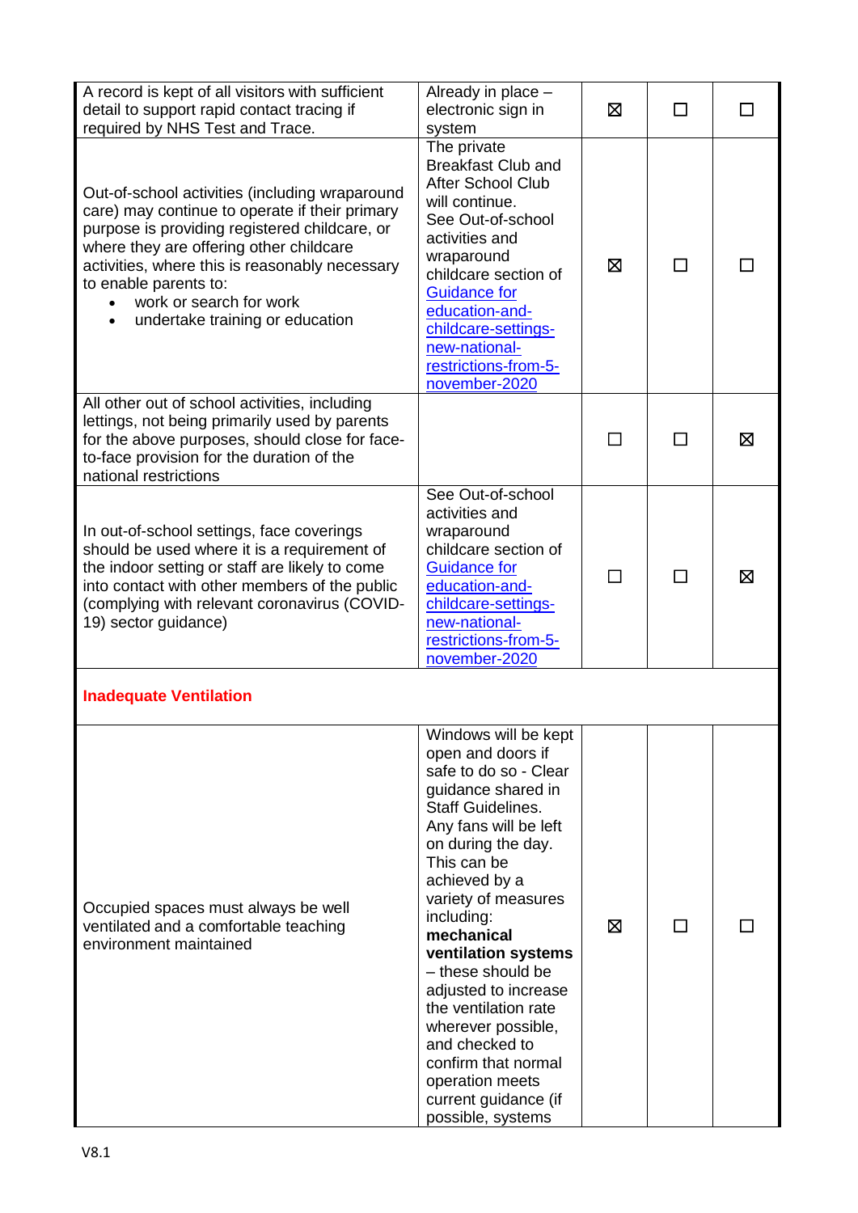| | | | | |
|---|---|---|---|---|
| A record is kept of all visitors with sufficient detail to support rapid contact tracing if required by NHS Test and Trace. | Already in place – electronic sign in system | ☒ | ☐ | ☐ |
| Out-of-school activities (including wraparound care) may continue to operate if their primary purpose is providing registered childcare, or where they are offering other childcare activities, where this is reasonably necessary to enable parents to: <br>• work or search for work <br>• undertake training or education | The private Breakfast Club and After School Club will continue. See Out-of-school activities and wraparound childcare section of [Guidance for education-and-childcare-settings-new-national-restrictions-from-5-november-2020]() | ☒ | ☐ | ☐ |
| All other out of school activities, including lettings, not being primarily used by parents for the above purposes, should close for face-to-face provision for the duration of the national restrictions | | ☐ | ☐ | ☒ |
| In out-of-school settings, face coverings should be used where it is a requirement of the indoor setting or staff are likely to come into contact with other members of the public (complying with relevant coronavirus (COVID-19) sector guidance) | See Out-of-school activities and wraparound childcare section of [Guidance for education-and-childcare-settings-new-national-restrictions-from-5-november-2020]() | ☐ | ☐ | ☒ |
| **Inadequate Ventilation** | | | | |
| Occupied spaces must always be well ventilated and a comfortable teaching environment maintained | Windows will be kept open and doors if safe to do so - Clear guidance shared in Staff Guidelines. Any fans will be left on during the day. This can be achieved by a variety of measures including: **mechanical ventilation systems** – these should be adjusted to increase the ventilation rate wherever possible, and checked to confirm that normal operation meets current guidance (if possible, systems | ☒ | ☐ | ☐ |

V8.1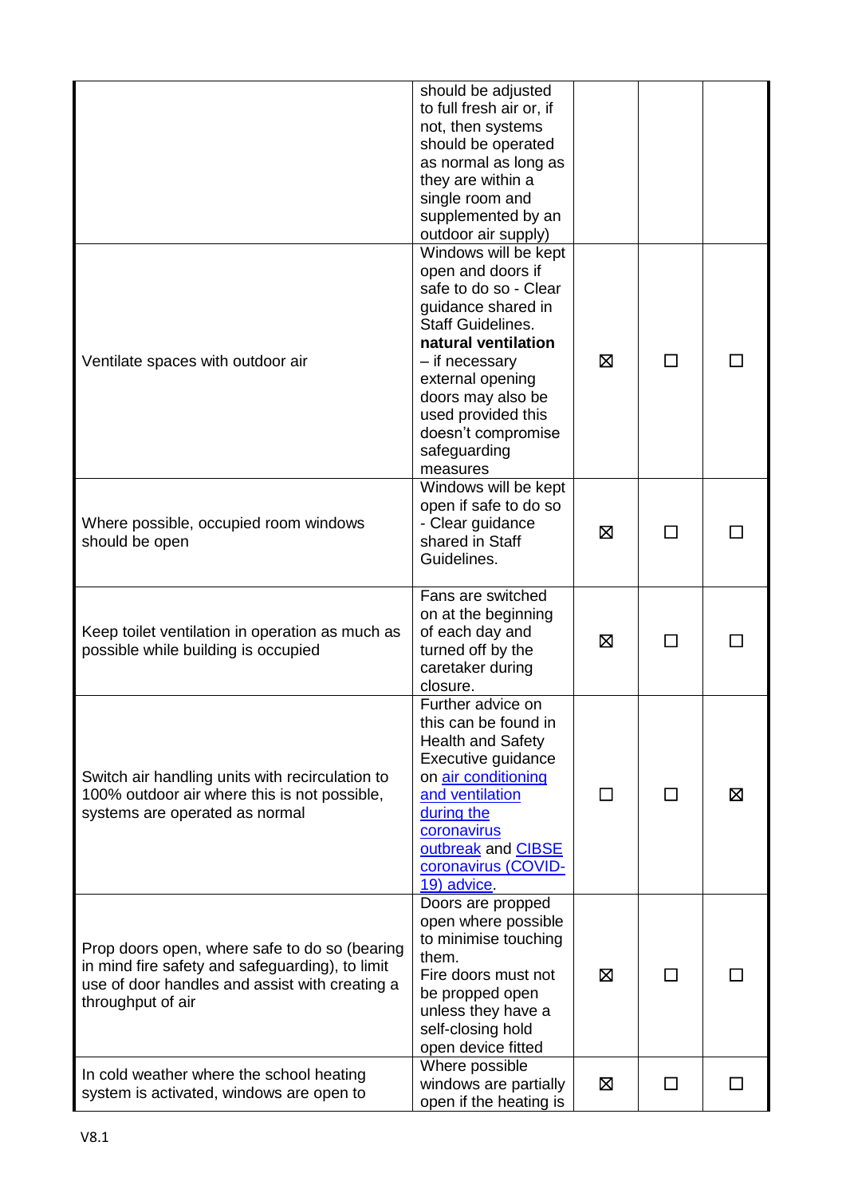| | | | | |
|---|---|---|---|---|
| | should be adjusted to full fresh air or, if not, then systems should be operated as normal as long as they are within a single room and supplemented by an outdoor air supply) | | | |
| Ventilate spaces with outdoor air | Windows will be kept open and doors if safe to do so - Clear guidance shared in Staff Guidelines. **natural ventilation** – if necessary external opening doors may also be used provided this doesn't compromise safeguarding measures | ☒ | ☐ | ☐ |
| Where possible, occupied room windows should be open | Windows will be kept open if safe to do so - Clear guidance shared in Staff Guidelines. | ☒ | ☐ | ☐ |
| Keep toilet ventilation in operation as much as possible while building is occupied | Fans are switched on at the beginning of each day and turned off by the caretaker during closure. | ☒ | ☐ | ☐ |
| Switch air handling units with recirculation to 100% outdoor air where this is not possible, systems are operated as normal | Further advice on this can be found in Health and Safety Executive guidance on air conditioning and ventilation during the coronavirus outbreak and CIBSE coronavirus (COVID-19) advice. | ☐ | ☐ | ☒ |
| Prop doors open, where safe to do so (bearing in mind fire safety and safeguarding), to limit use of door handles and assist with creating a throughput of air | Doors are propped open where possible to minimise touching them.<br>Fire doors must not be propped open unless they have a self-closing hold open device fitted | ☒ | ☐ | ☐ |
| In cold weather where the school heating system is activated, windows are open to | Where possible windows are partially open if the heating is | ☒ | ☐ | ☐ |

V8.1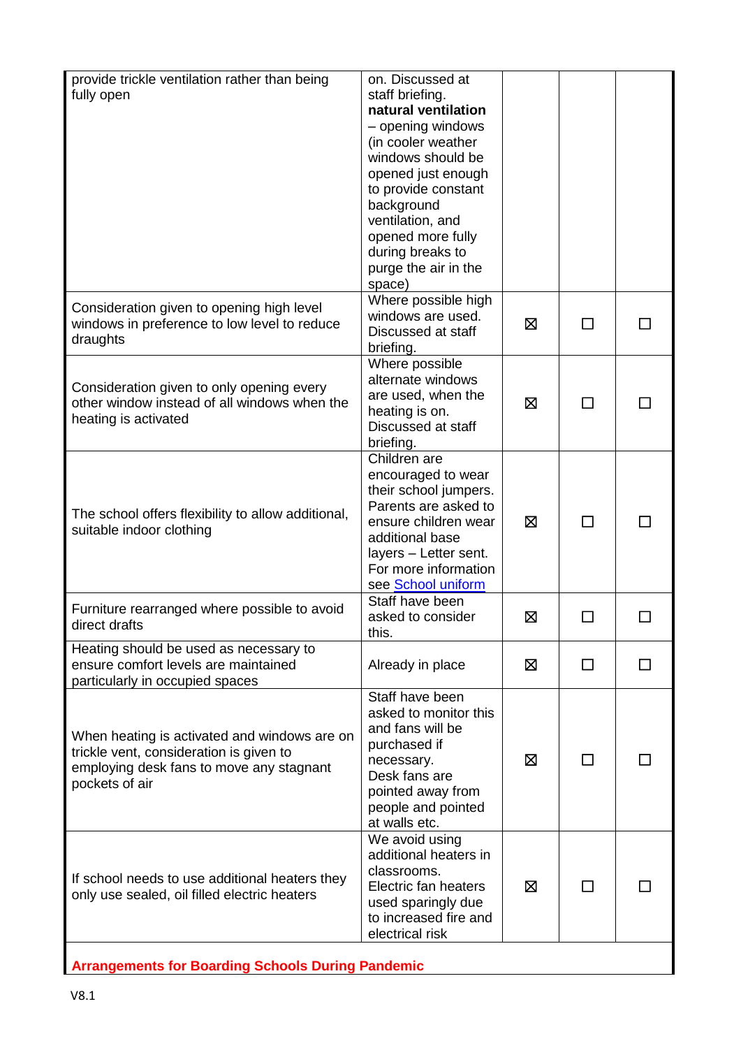| | | | | |
|---|---|---|---|---|
| provide trickle ventilation rather than being fully open | on. Discussed at staff briefing. **natural ventilation** – opening windows (in cooler weather windows should be opened just enough to provide constant background ventilation, and opened more fully during breaks to purge the air in the space) | | | |
| Consideration given to opening high level windows in preference to low level to reduce draughts | Where possible high windows are used. Discussed at staff briefing. | ☒ | ☐ | ☐ |
| Consideration given to only opening every other window instead of all windows when the heating is activated | Where possible alternate windows are used, when the heating is on. Discussed at staff briefing. | ☒ | ☐ | ☐ |
| The school offers flexibility to allow additional, suitable indoor clothing | Children are encouraged to wear their school jumpers. Parents are asked to ensure children wear additional base layers – Letter sent. For more information see [School uniform]() | ☒ | ☐ | ☐ |
| Furniture rearranged where possible to avoid direct drafts | Staff have been asked to consider this. | ☒ | ☐ | ☐ |
| Heating should be used as necessary to ensure comfort levels are maintained particularly in occupied spaces | Already in place | ☒ | ☐ | ☐ |
| When heating is activated and windows are on trickle vent, consideration is given to employing desk fans to move any stagnant pockets of air | Staff have been asked to monitor this and fans will be purchased if necessary. Desk fans are pointed away from people and pointed at walls etc. | ☒ | ☐ | ☐ |
| If school needs to use additional heaters they only use sealed, oil filled electric heaters | We avoid using additional heaters in classrooms. Electric fan heaters used sparingly due to increased fire and electrical risk | ☒ | ☐ | ☐ |
| **Arrangements for Boarding Schools During Pandemic** | | | | |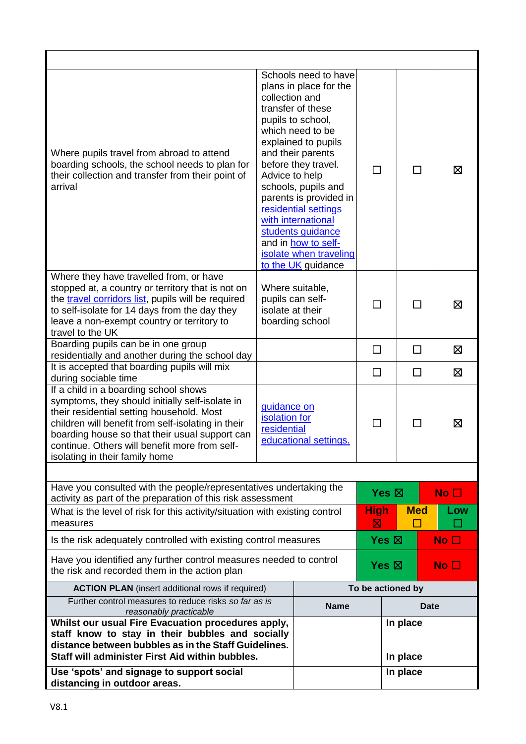| | | | | |
|---|---|---|---|---|
| Where pupils travel from abroad to attend boarding schools, the school needs to plan for their collection and transfer from their point of arrival | Schools need to have plans in place for the collection and transfer of these pupils to school, which need to be explained to pupils and their parents before they travel. Advice to help schools, pupils and parents is provided in residential settings with international students guidance and in how to self-isolate when traveling to the UK guidance | ☐ | ☐ | ☒ |
| Where they have travelled from, or have stopped at, a country or territory that is not on the travel corridors list, pupils will be required to self-isolate for 14 days from the day they leave a non-exempt country or territory to travel to the UK | Where suitable, pupils can self-isolate at their boarding school | ☐ | ☐ | ☒ |
| Boarding pupils can be in one group residentially and another during the school day | | ☐ | ☐ | ☒ |
| It is accepted that boarding pupils will mix during sociable time | | ☐ | ☐ | ☒ |
| If a child in a boarding school shows symptoms, they should initially self-isolate in their residential setting household. Most children will benefit from self-isolating in their boarding house so that their usual support can continue. Others will benefit more from self-isolating in their family home | guidance on isolation for residential educational settings. | ☐ | ☐ | ☒ |

| | | | |
|---|---|---|---|
| Have you consulted with the people/representatives undertaking the activity as part of the preparation of this risk assessment | **Yes ☒** | | **No ☐** |
| What is the level of risk for this activity/situation with existing control measures | **High ☒** | **Med ☐** | **Low ☐** |
| Is the risk adequately controlled with existing control measures | **Yes ☒** | | **No ☐** |
| Have you identified any further control measures needed to control the risk and recorded them in the action plan | **Yes ☒** | | **No ☐** |

| **ACTION PLAN** (insert additional rows if required) | **To be actioned by** | |
|---|---|---|
| Further control measures to reduce risks *so far as is reasonably practicable* | **Name** | **Date** |
| **Whilst our usual Fire Evacuation procedures apply, staff know to stay in their bubbles and socially distance between bubbles as in the Staff Guidelines.** | | **In place** |
| **Staff will administer First Aid within bubbles.** | | **In place** |
| **Use 'spots' and signage to support social distancing in outdoor areas.** | | **In place** |

V8.1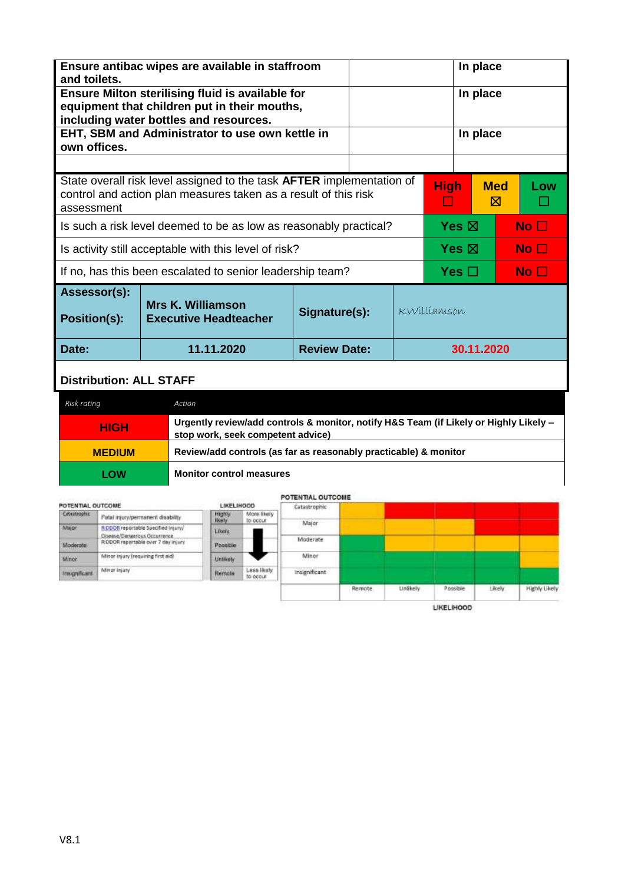| | | |
|---|---|---|
| **Ensure antibac wipes are available in staffroom and toilets.** | | **In place** |
| **Ensure Milton sterilising fluid is available for equipment that children put in their mouths, including water bottles and resources.** | | **In place** |
| **EHT, SBM and Administrator to use own kettle in own offices.** | | **In place** |
| | | |

| | | | |
|---|---|---|---|
| State overall risk level assigned to the task **AFTER** implementation of control and action plan measures taken as a result of this risk assessment | **High** ☐ | **Med** ☒ | **Low** ☐ |
| Is such a risk level deemed to be as low as reasonably practical? | **Yes** ☒ | | **No** ☐ |
| Is activity still acceptable with this level of risk? | **Yes** ☒ | | **No** ☐ |
| If no, has this been escalated to senior leadership team? | **Yes** ☐ | | **No** ☐ |

| | | | |
|---|---|---|---|
| **Assessor(s):** **Position(s):** | **Mrs K. Williamson** **Executive Headteacher** | **Signature(s):** | KWilliamson |
| **Date:** | **11.11.2020** | **Review Date:** | **30.11.2020** |

**Distribution: ALL STAFF**

| *Risk rating* | *Action* |
|---|---|
| **HIGH** | **Urgently review/add controls & monitor, notify H&S Team (if Likely or Highly Likely – stop work, seek competent advice)** |
| **MEDIUM** | **Review/add controls (as far as reasonably practicable) & monitor** |
| **LOW** | **Monitor control measures** |

| POTENTIAL OUTCOME | |
|---|---|
| Catastrophic | Fatal injury/permanent disability |
| Major | RIDDOR reportable Specified Injury/ Disease/Dangerous Occurrence |
| Moderate | RIDDOR reportable over 7 day injury |
| Minor | Minor injury (requiring first aid) |
| Insignificant | Minor injury |

| LIKELIHOOD | |
|---|---|
| Highly likely | More likely to occur |
| Likely | |
| Possible | |
| Unlikely | |
| Remote | Less likely to occur |

POTENTIAL OUTCOME

Catastrophic

Major

Moderate

Minor

Insignificant

Remote Unlikely Possible Likely Highly Likely

LIKELIHOOD

V8.1